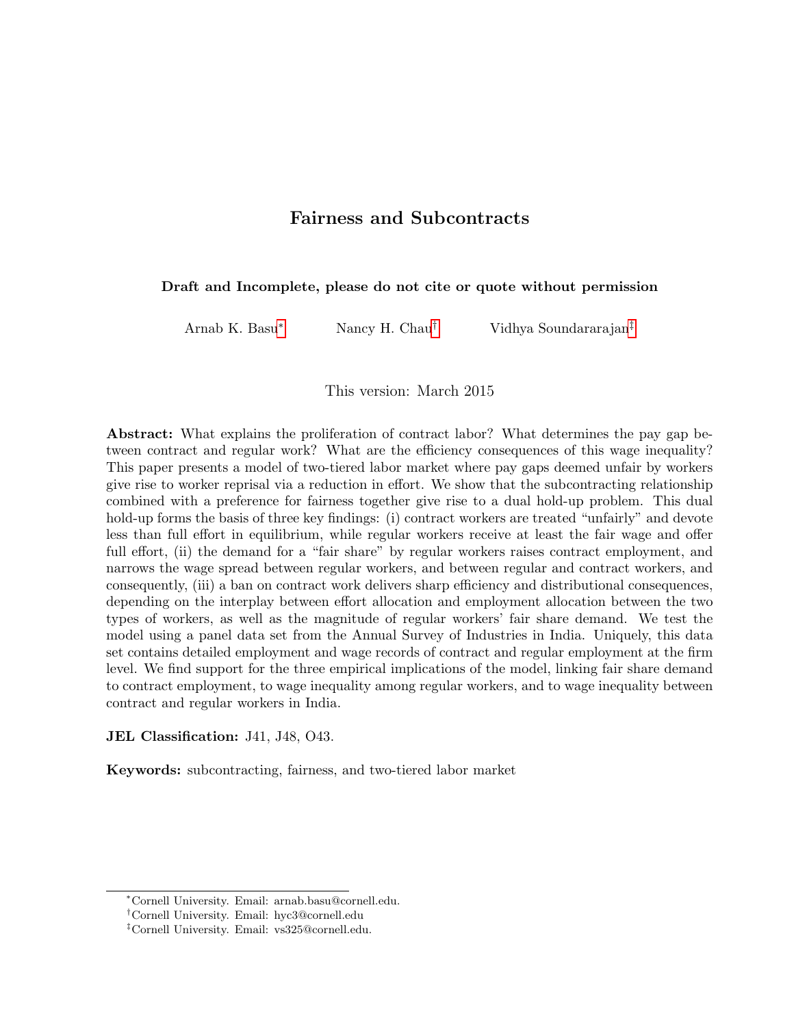# Fairness and Subcontracts

**Draft and Incomplete, please do not cite or quote without permission**

Arnab K. Basu[*] Nancy H. Chau[†] Vidhya Soundararajan[‡]

This version: March 2015

**Abstract:** What explains the proliferation of contract labor? What determines the pay gap between contract and regular work? What are the efficiency consequences of this wage inequality? This paper presents a model of two-tiered labor market where pay gaps deemed unfair by workers give rise to worker reprisal via a reduction in effort. We show that the subcontracting relationship combined with a preference for fairness together give rise to a dual hold-up problem. This dual hold-up forms the basis of three key findings: (i) contract workers are treated "unfairly" and devote less than full effort in equilibrium, while regular workers receive at least the fair wage and offer full effort, (ii) the demand for a "fair share" by regular workers raises contract employment, and narrows the wage spread between regular workers, and between regular and contract workers, and consequently, (iii) a ban on contract work delivers sharp efficiency and distributional consequences, depending on the interplay between effort allocation and employment allocation between the two types of workers, as well as the magnitude of regular workers' fair share demand. We test the model using a panel data set from the Annual Survey of Industries in India. Uniquely, this data set contains detailed employment and wage records of contract and regular employment at the firm level. We find support for the three empirical implications of the model, linking fair share demand to contract employment, to wage inequality among regular workers, and to wage inequality between contract and regular workers in India.

**JEL Classification:** J41, J48, O43.

**Keywords:** subcontracting, fairness, and two-tiered labor market

---

[*] Cornell University. Email: arnab.basu@cornell.edu.

[†] Cornell University. Email: hyc3@cornell.edu

[‡] Cornell University. Email: vs325@cornell.edu.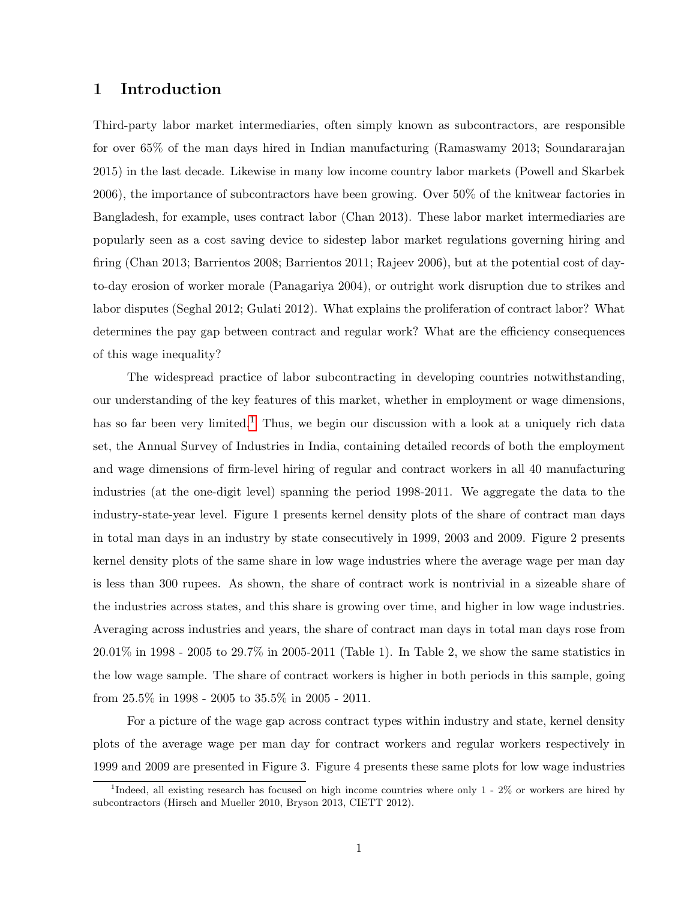# 1 Introduction

Third-party labor market intermediaries, often simply known as subcontractors, are responsible for over 65% of the man days hired in Indian manufacturing (Ramaswamy 2013; Soundararajan 2015) in the last decade. Likewise in many low income country labor markets (Powell and Skarbek 2006), the importance of subcontractors have been growing. Over 50% of the knitwear factories in Bangladesh, for example, uses contract labor (Chan 2013). These labor market intermediaries are popularly seen as a cost saving device to sidestep labor market regulations governing hiring and firing (Chan 2013; Barrientos 2008; Barrientos 2011; Rajeev 2006), but at the potential cost of day-to-day erosion of worker morale (Panagariya 2004), or outright work disruption due to strikes and labor disputes (Seghal 2012; Gulati 2012). What explains the proliferation of contract labor? What determines the pay gap between contract and regular work? What are the efficiency consequences of this wage inequality?

The widespread practice of labor subcontracting in developing countries notwithstanding, our understanding of the key features of this market, whether in employment or wage dimensions, has so far been very limited.[1] Thus, we begin our discussion with a look at a uniquely rich data set, the Annual Survey of Industries in India, containing detailed records of both the employment and wage dimensions of firm-level hiring of regular and contract workers in all 40 manufacturing industries (at the one-digit level) spanning the period 1998-2011. We aggregate the data to the industry-state-year level. Figure 1 presents kernel density plots of the share of contract man days in total man days in an industry by state consecutively in 1999, 2003 and 2009. Figure 2 presents kernel density plots of the same share in low wage industries where the average wage per man day is less than 300 rupees. As shown, the share of contract work is nontrivial in a sizeable share of the industries across states, and this share is growing over time, and higher in low wage industries. Averaging across industries and years, the share of contract man days in total man days rose from 20.01% in 1998 - 2005 to 29.7% in 2005-2011 (Table 1). In Table 2, we show the same statistics in the low wage sample. The share of contract workers is higher in both periods in this sample, going from 25.5% in 1998 - 2005 to 35.5% in 2005 - 2011.

For a picture of the wage gap across contract types within industry and state, kernel density plots of the average wage per man day for contract workers and regular workers respectively in 1999 and 2009 are presented in Figure 3. Figure 4 presents these same plots for low wage industries

[1] Indeed, all existing research has focused on high income countries where only 1 - 2% or workers are hired by subcontractors (Hirsch and Mueller 2010, Bryson 2013, CIETT 2012).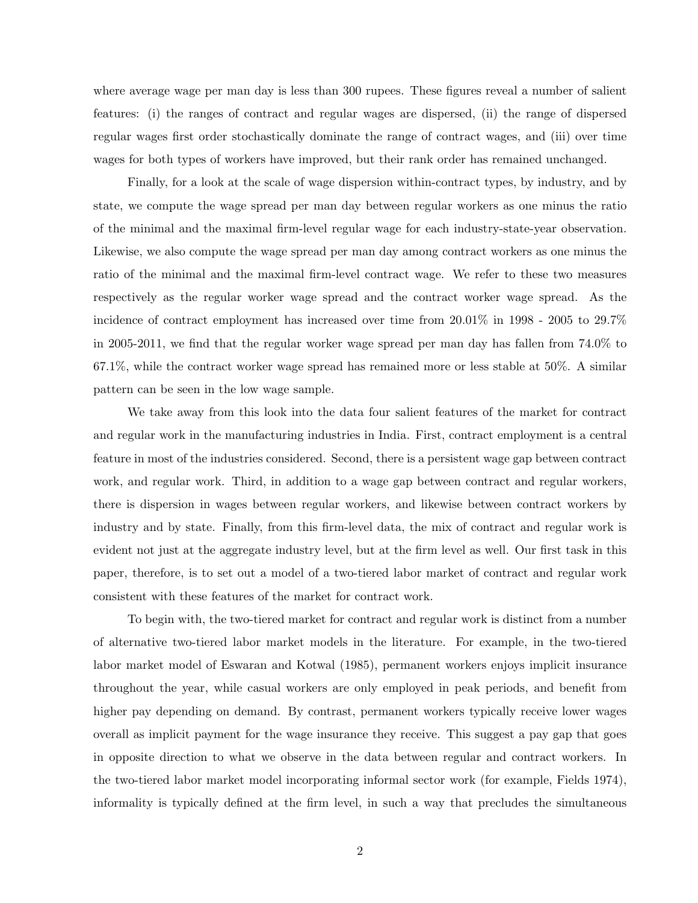where average wage per man day is less than 300 rupees. These figures reveal a number of salient features: (i) the ranges of contract and regular wages are dispersed, (ii) the range of dispersed regular wages first order stochastically dominate the range of contract wages, and (iii) over time wages for both types of workers have improved, but their rank order has remained unchanged.

Finally, for a look at the scale of wage dispersion within-contract types, by industry, and by state, we compute the wage spread per man day between regular workers as one minus the ratio of the minimal and the maximal firm-level regular wage for each industry-state-year observation. Likewise, we also compute the wage spread per man day among contract workers as one minus the ratio of the minimal and the maximal firm-level contract wage. We refer to these two measures respectively as the regular worker wage spread and the contract worker wage spread. As the incidence of contract employment has increased over time from 20.01% in 1998 - 2005 to 29.7% in 2005-2011, we find that the regular worker wage spread per man day has fallen from 74.0% to 67.1%, while the contract worker wage spread has remained more or less stable at 50%. A similar pattern can be seen in the low wage sample.

We take away from this look into the data four salient features of the market for contract and regular work in the manufacturing industries in India. First, contract employment is a central feature in most of the industries considered. Second, there is a persistent wage gap between contract work, and regular work. Third, in addition to a wage gap between contract and regular workers, there is dispersion in wages between regular workers, and likewise between contract workers by industry and by state. Finally, from this firm-level data, the mix of contract and regular work is evident not just at the aggregate industry level, but at the firm level as well. Our first task in this paper, therefore, is to set out a model of a two-tiered labor market of contract and regular work consistent with these features of the market for contract work.

To begin with, the two-tiered market for contract and regular work is distinct from a number of alternative two-tiered labor market models in the literature. For example, in the two-tiered labor market model of Eswaran and Kotwal (1985), permanent workers enjoys implicit insurance throughout the year, while casual workers are only employed in peak periods, and benefit from higher pay depending on demand. By contrast, permanent workers typically receive lower wages overall as implicit payment for the wage insurance they receive. This suggest a pay gap that goes in opposite direction to what we observe in the data between regular and contract workers. In the two-tiered labor market model incorporating informal sector work (for example, Fields 1974), informality is typically defined at the firm level, in such a way that precludes the simultaneous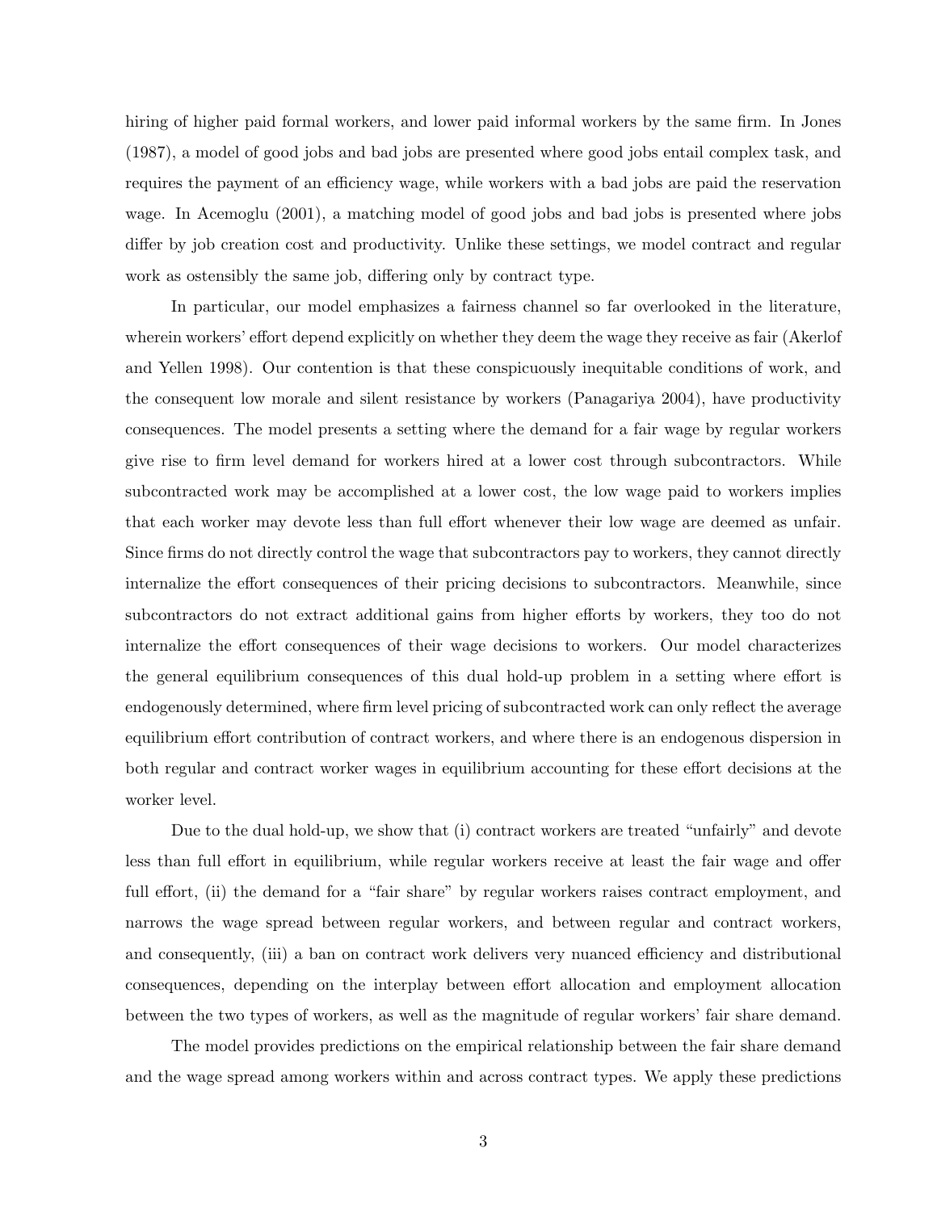hiring of higher paid formal workers, and lower paid informal workers by the same firm. In Jones (1987), a model of good jobs and bad jobs are presented where good jobs entail complex task, and requires the payment of an efficiency wage, while workers with a bad jobs are paid the reservation wage. In Acemoglu (2001), a matching model of good jobs and bad jobs is presented where jobs differ by job creation cost and productivity. Unlike these settings, we model contract and regular work as ostensibly the same job, differing only by contract type.

In particular, our model emphasizes a fairness channel so far overlooked in the literature, wherein workers' effort depend explicitly on whether they deem the wage they receive as fair (Akerlof and Yellen 1998). Our contention is that these conspicuously inequitable conditions of work, and the consequent low morale and silent resistance by workers (Panagariya 2004), have productivity consequences. The model presents a setting where the demand for a fair wage by regular workers give rise to firm level demand for workers hired at a lower cost through subcontractors. While subcontracted work may be accomplished at a lower cost, the low wage paid to workers implies that each worker may devote less than full effort whenever their low wage are deemed as unfair. Since firms do not directly control the wage that subcontractors pay to workers, they cannot directly internalize the effort consequences of their pricing decisions to subcontractors. Meanwhile, since subcontractors do not extract additional gains from higher efforts by workers, they too do not internalize the effort consequences of their wage decisions to workers. Our model characterizes the general equilibrium consequences of this dual hold-up problem in a setting where effort is endogenously determined, where firm level pricing of subcontracted work can only reflect the average equilibrium effort contribution of contract workers, and where there is an endogenous dispersion in both regular and contract worker wages in equilibrium accounting for these effort decisions at the worker level.

Due to the dual hold-up, we show that (i) contract workers are treated "unfairly" and devote less than full effort in equilibrium, while regular workers receive at least the fair wage and offer full effort, (ii) the demand for a "fair share" by regular workers raises contract employment, and narrows the wage spread between regular workers, and between regular and contract workers, and consequently, (iii) a ban on contract work delivers very nuanced efficiency and distributional consequences, depending on the interplay between effort allocation and employment allocation between the two types of workers, as well as the magnitude of regular workers' fair share demand.

The model provides predictions on the empirical relationship between the fair share demand and the wage spread among workers within and across contract types. We apply these predictions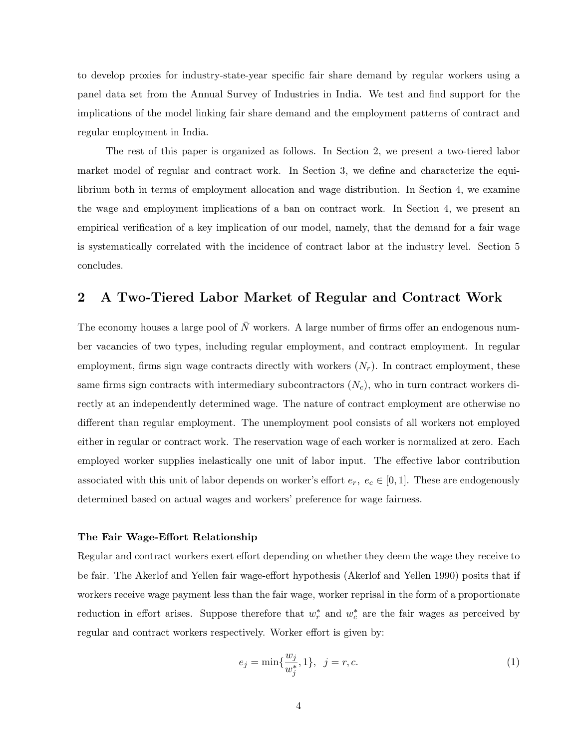to develop proxies for industry-state-year specific fair share demand by regular workers using a panel data set from the Annual Survey of Industries in India. We test and find support for the implications of the model linking fair share demand and the employment patterns of contract and regular employment in India.

The rest of this paper is organized as follows. In Section 2, we present a two-tiered labor market model of regular and contract work. In Section 3, we define and characterize the equilibrium both in terms of employment allocation and wage distribution. In Section 4, we examine the wage and employment implications of a ban on contract work. In Section 4, we present an empirical verification of a key implication of our model, namely, that the demand for a fair wage is systematically correlated with the incidence of contract labor at the industry level. Section 5 concludes.

## 2 A Two-Tiered Labor Market of Regular and Contract Work

The economy houses a large pool of $\bar{N}$ workers. A large number of firms offer an endogenous number vacancies of two types, including regular employment, and contract employment. In regular employment, firms sign wage contracts directly with workers ($N_r$). In contract employment, these same firms sign contracts with intermediary subcontractors ($N_c$), who in turn contract workers directly at an independently determined wage. The nature of contract employment are otherwise no different than regular employment. The unemployment pool consists of all workers not employed either in regular or contract work. The reservation wage of each worker is normalized at zero. Each employed worker supplies inelastically one unit of labor input. The effective labor contribution associated with this unit of labor depends on worker's effort $e_r,\ e_c \in [0, 1]$. These are endogenously determined based on actual wages and workers' preference for wage fairness.

#### The Fair Wage-Effort Relationship

Regular and contract workers exert effort depending on whether they deem the wage they receive to be fair. The Akerlof and Yellen fair wage-effort hypothesis (Akerlof and Yellen 1990) posits that if workers receive wage payment less than the fair wage, worker reprisal in the form of a proportionate reduction in effort arises. Suppose therefore that $w_r^*$ and $w_c^*$ are the fair wages as perceived by regular and contract workers respectively. Worker effort is given by:

$$e_j = \min\{\frac{w_j}{w_j^*}, 1\}, \quad j = r, c. \tag{1}$$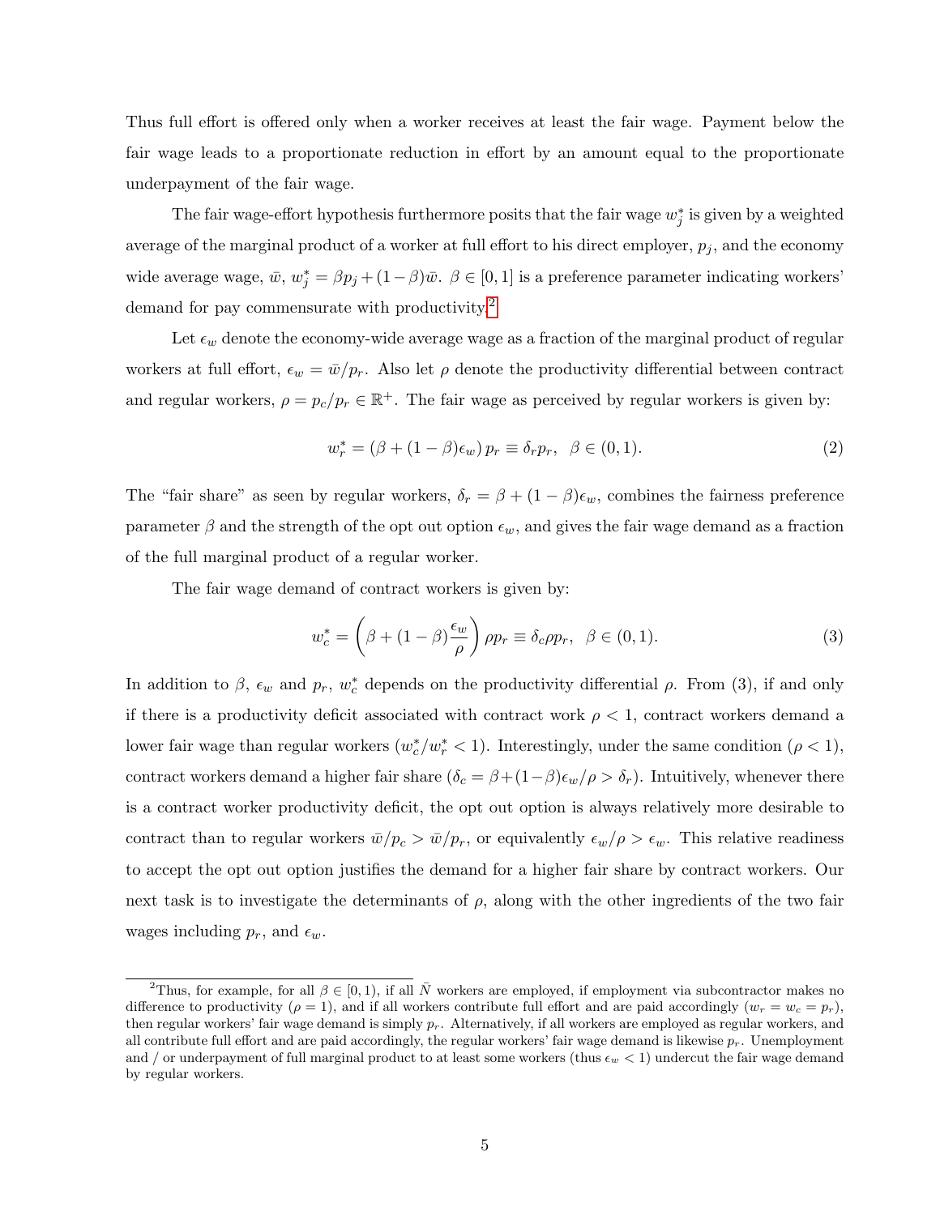Thus full effort is offered only when a worker receives at least the fair wage. Payment below the fair wage leads to a proportionate reduction in effort by an amount equal to the proportionate underpayment of the fair wage.

The fair wage-effort hypothesis furthermore posits that the fair wage $w_j^*$ is given by a weighted average of the marginal product of a worker at full effort to his direct employer, $p_j$, and the economy wide average wage, $\bar{w}$, $w_j^* = \beta p_j + (1-\beta)\bar{w}$. $\beta \in [0,1]$ is a preference parameter indicating workers' demand for pay commensurate with productivity.[2]

Let $\epsilon_w$ denote the economy-wide average wage as a fraction of the marginal product of regular workers at full effort, $\epsilon_w = \bar{w}/p_r$. Also let $\rho$ denote the productivity differential between contract and regular workers, $\rho = p_c/p_r \in \mathbb{R}^+$. The fair wage as perceived by regular workers is given by:

$$w_r^* = (\beta + (1-\beta)\epsilon_w)\, p_r \equiv \delta_r p_r, \quad \beta \in (0,1). \tag{2}$$

The "fair share" as seen by regular workers, $\delta_r = \beta + (1-\beta)\epsilon_w$, combines the fairness preference parameter $\beta$ and the strength of the opt out option $\epsilon_w$, and gives the fair wage demand as a fraction of the full marginal product of a regular worker.

The fair wage demand of contract workers is given by:

$$w_c^* = \left(\beta + (1-\beta)\frac{\epsilon_w}{\rho}\right)\rho p_r \equiv \delta_c \rho p_r, \quad \beta \in (0,1). \tag{3}$$

In addition to $\beta$, $\epsilon_w$ and $p_r$, $w_c^*$ depends on the productivity differential $\rho$. From (3), if and only if there is a productivity deficit associated with contract work $\rho < 1$, contract workers demand a lower fair wage than regular workers ($w_c^*/w_r^* < 1$). Interestingly, under the same condition ($\rho < 1$), contract workers demand a higher fair share ($\delta_c = \beta + (1-\beta)\epsilon_w/\rho > \delta_r$). Intuitively, whenever there is a contract worker productivity deficit, the opt out option is always relatively more desirable to contract than to regular workers $\bar{w}/p_c > \bar{w}/p_r$, or equivalently $\epsilon_w/\rho > \epsilon_w$. This relative readiness to accept the opt out option justifies the demand for a higher fair share by contract workers. Our next task is to investigate the determinants of $\rho$, along with the other ingredients of the two fair wages including $p_r$, and $\epsilon_w$.

---

[2] Thus, for example, for all $\beta \in [0,1)$, if all $\bar{N}$ workers are employed, if employment via subcontractor makes no difference to productivity ($\rho = 1$), and if all workers contribute full effort and are paid accordingly ($w_r = w_c = p_r$), then regular workers' fair wage demand is simply $p_r$. Alternatively, if all workers are employed as regular workers, and all contribute full effort and are paid accordingly, the regular workers' fair wage demand is likewise $p_r$. Unemployment and / or underpayment of full marginal product to at least some workers (thus $\epsilon_w < 1$) undercut the fair wage demand by regular workers.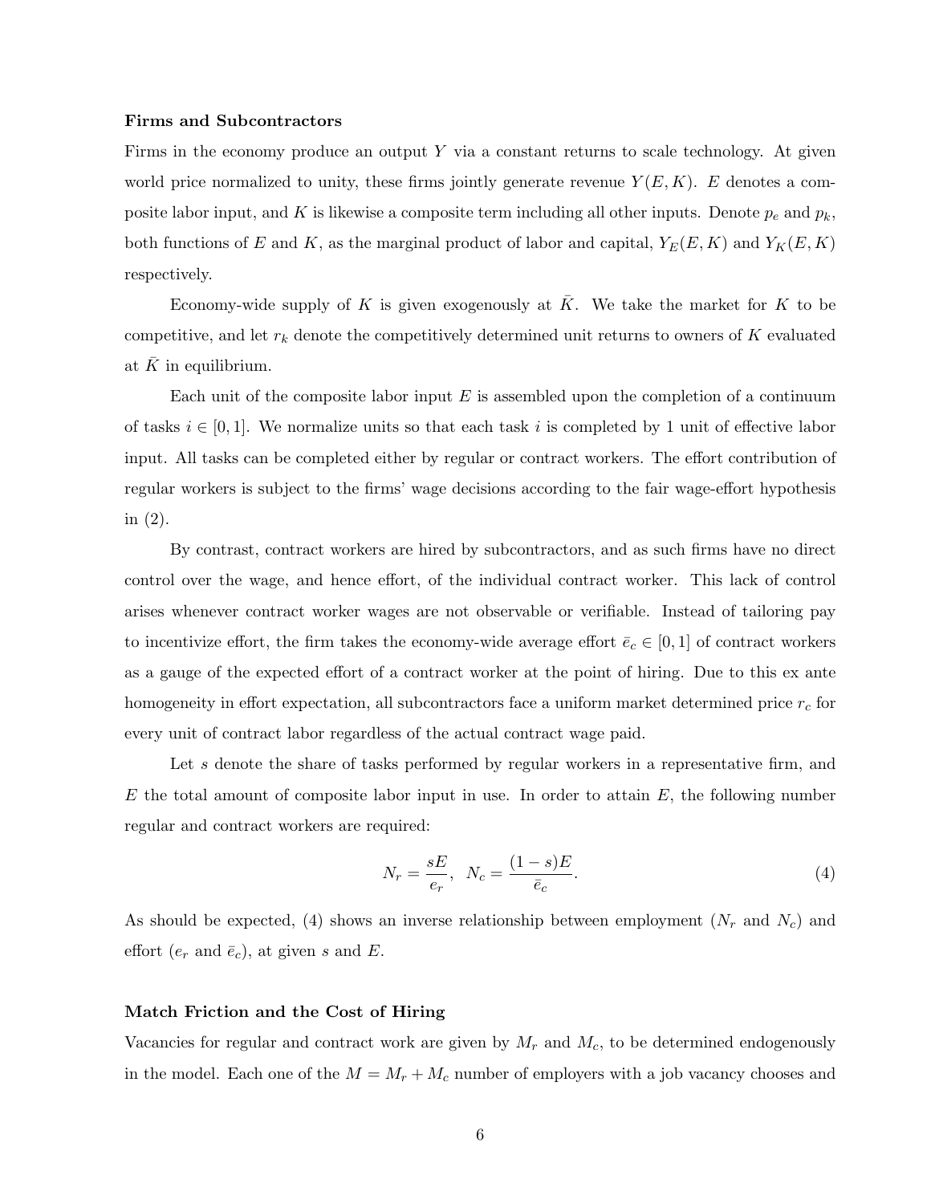**Firms and Subcontractors**

Firms in the economy produce an output $Y$ via a constant returns to scale technology. At given world price normalized to unity, these firms jointly generate revenue $Y(E, K)$. $E$ denotes a composite labor input, and $K$ is likewise a composite term including all other inputs. Denote $p_e$ and $p_k$, both functions of $E$ and $K$, as the marginal product of labor and capital, $Y_E(E, K)$ and $Y_K(E, K)$ respectively.

Economy-wide supply of $K$ is given exogenously at $\bar{K}$. We take the market for $K$ to be competitive, and let $r_k$ denote the competitively determined unit returns to owners of $K$ evaluated at $\bar{K}$ in equilibrium.

Each unit of the composite labor input $E$ is assembled upon the completion of a continuum of tasks $i \in [0, 1]$. We normalize units so that each task $i$ is completed by 1 unit of effective labor input. All tasks can be completed either by regular or contract workers. The effort contribution of regular workers is subject to the firms' wage decisions according to the fair wage-effort hypothesis in (2).

By contrast, contract workers are hired by subcontractors, and as such firms have no direct control over the wage, and hence effort, of the individual contract worker. This lack of control arises whenever contract worker wages are not observable or verifiable. Instead of tailoring pay to incentivize effort, the firm takes the economy-wide average effort $\bar{e}_c \in [0, 1]$ of contract workers as a gauge of the expected effort of a contract worker at the point of hiring. Due to this ex ante homogeneity in effort expectation, all subcontractors face a uniform market determined price $r_c$ for every unit of contract labor regardless of the actual contract wage paid.

Let $s$ denote the share of tasks performed by regular workers in a representative firm, and $E$ the total amount of composite labor input in use. In order to attain $E$, the following number regular and contract workers are required:

$$N_r = \frac{sE}{e_r}, \quad N_c = \frac{(1-s)E}{\bar{e}_c}. \tag{4}$$

As should be expected, (4) shows an inverse relationship between employment ($N_r$ and $N_c$) and effort ($e_r$ and $\bar{e}_c$), at given $s$ and $E$.

**Match Friction and the Cost of Hiring**

Vacancies for regular and contract work are given by $M_r$ and $M_c$, to be determined endogenously in the model. Each one of the $M = M_r + M_c$ number of employers with a job vacancy chooses and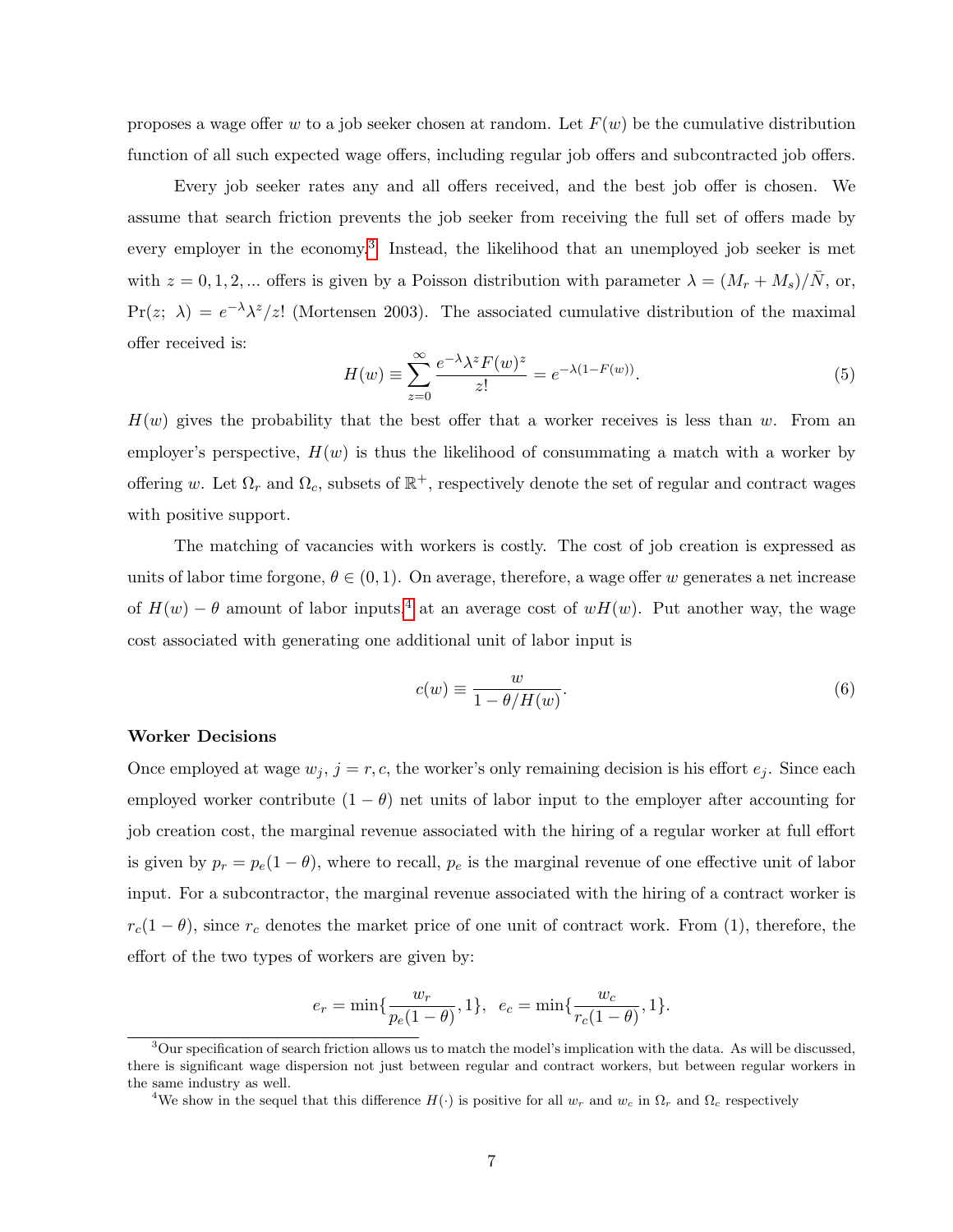proposes a wage offer $w$ to a job seeker chosen at random. Let $F(w)$ be the cumulative distribution function of all such expected wage offers, including regular job offers and subcontracted job offers.

Every job seeker rates any and all offers received, and the best job offer is chosen. We assume that search friction prevents the job seeker from receiving the full set of offers made by every employer in the economy.[3] Instead, the likelihood that an unemployed job seeker is met with $z = 0, 1, 2, ...$ offers is given by a Poisson distribution with parameter $\lambda = (M_r + M_s)/\bar{N}$, or, $\Pr(z;\ \lambda) = e^{-\lambda}\lambda^z/z!$ (Mortensen 2003). The associated cumulative distribution of the maximal offer received is:

$$H(w) \equiv \sum_{z=0}^{\infty} \frac{e^{-\lambda}\lambda^z F(w)^z}{z!} = e^{-\lambda(1-F(w))}. \tag{5}$$

$H(w)$ gives the probability that the best offer that a worker receives is less than $w$. From an employer's perspective, $H(w)$ is thus the likelihood of consummating a match with a worker by offering $w$. Let $\Omega_r$ and $\Omega_c$, subsets of $\mathbb{R}^+$, respectively denote the set of regular and contract wages with positive support.

The matching of vacancies with workers is costly. The cost of job creation is expressed as units of labor time forgone, $\theta \in (0, 1)$. On average, therefore, a wage offer $w$ generates a net increase of $H(w) - \theta$ amount of labor inputs[4] at an average cost of $wH(w)$. Put another way, the wage cost associated with generating one additional unit of labor input is

$$c(w) \equiv \frac{w}{1 - \theta/H(w)}. \tag{6}$$

**Worker Decisions**

Once employed at wage $w_j$, $j = r, c$, the worker's only remaining decision is his effort $e_j$. Since each employed worker contribute $(1-\theta)$ net units of labor input to the employer after accounting for job creation cost, the marginal revenue associated with the hiring of a regular worker at full effort is given by $p_r = p_e(1-\theta)$, where to recall, $p_e$ is the marginal revenue of one effective unit of labor input. For a subcontractor, the marginal revenue associated with the hiring of a contract worker is $r_c(1-\theta)$, since $r_c$ denotes the market price of one unit of contract work. From (1), therefore, the effort of the two types of workers are given by:

$$e_r = \min\{\frac{w_r}{p_e(1-\theta)}, 1\}, \ \ e_c = \min\{\frac{w_c}{r_c(1-\theta)}, 1\}.$$

[3] Our specification of search friction allows us to match the model's implication with the data. As will be discussed, there is significant wage dispersion not just between regular and contract workers, but between regular workers in the same industry as well.

[4] We show in the sequel that this difference $H(\cdot)$ is positive for all $w_r$ and $w_c$ in $\Omega_r$ and $\Omega_c$ respectively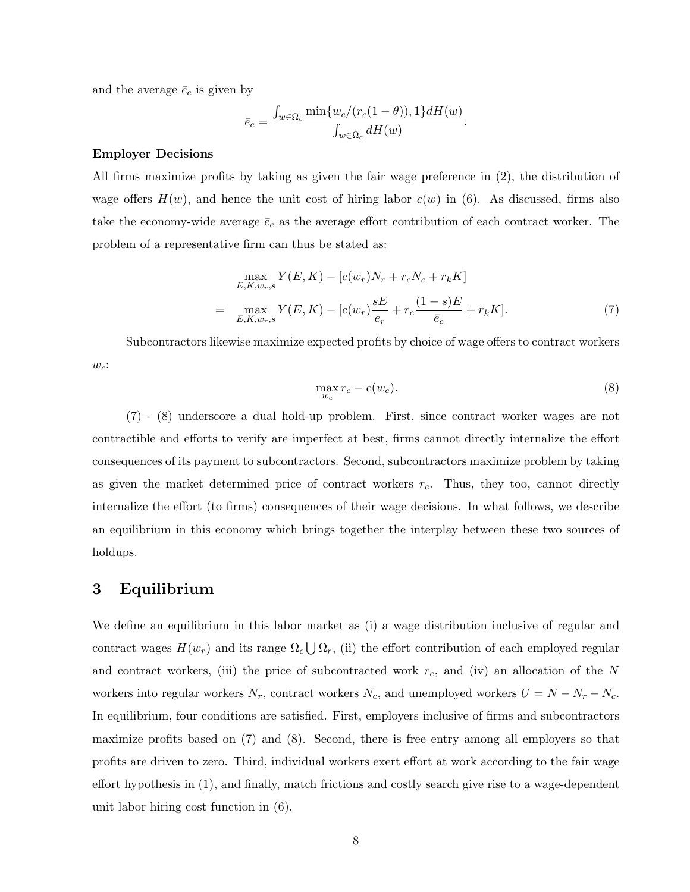and the average $\bar{e}_c$ is given by

$$\bar{e}_c = \frac{\int_{w \in \Omega_c} \min\{w_c/(r_c(1-\theta)), 1\} dH(w)}{\int_{w \in \Omega_c} dH(w)}.$$

**Employer Decisions**

All firms maximize profits by taking as given the fair wage preference in (2), the distribution of wage offers $H(w)$, and hence the unit cost of hiring labor $c(w)$ in (6). As discussed, firms also take the economy-wide average $\bar{e}_c$ as the average effort contribution of each contract worker. The problem of a representative firm can thus be stated as:

$$\begin{aligned} & \max_{E,K,w_r,s} Y(E,K) - [c(w_r)N_r + r_c N_c + r_k K] \\ = \quad & \max_{E,K,w_r,s} Y(E,K) - [c(w_r)\frac{sE}{e_r} + r_c \frac{(1-s)E}{\bar{e}_c} + r_k K]. \end{aligned} \tag{7}$$

Subcontractors likewise maximize expected profits by choice of wage offers to contract workers $w_c$:

$$\max_{w_c} r_c - c(w_c). \tag{8}$$

(7) - (8) underscore a dual hold-up problem. First, since contract worker wages are not contractible and efforts to verify are imperfect at best, firms cannot directly internalize the effort consequences of its payment to subcontractors. Second, subcontractors maximize problem by taking as given the market determined price of contract workers $r_c$. Thus, they too, cannot directly internalize the effort (to firms) consequences of their wage decisions. In what follows, we describe an equilibrium in this economy which brings together the interplay between these two sources of holdups.

# 3 Equilibrium

We define an equilibrium in this labor market as (i) a wage distribution inclusive of regular and contract wages $H(w_r)$ and its range $\Omega_c \bigcup \Omega_r$, (ii) the effort contribution of each employed regular and contract workers, (iii) the price of subcontracted work $r_c$, and (iv) an allocation of the $N$ workers into regular workers $N_r$, contract workers $N_c$, and unemployed workers $U = N - N_r - N_c$. In equilibrium, four conditions are satisfied. First, employers inclusive of firms and subcontractors maximize profits based on (7) and (8). Second, there is free entry among all employers so that profits are driven to zero. Third, individual workers exert effort at work according to the fair wage effort hypothesis in (1), and finally, match frictions and costly search give rise to a wage-dependent unit labor hiring cost function in (6).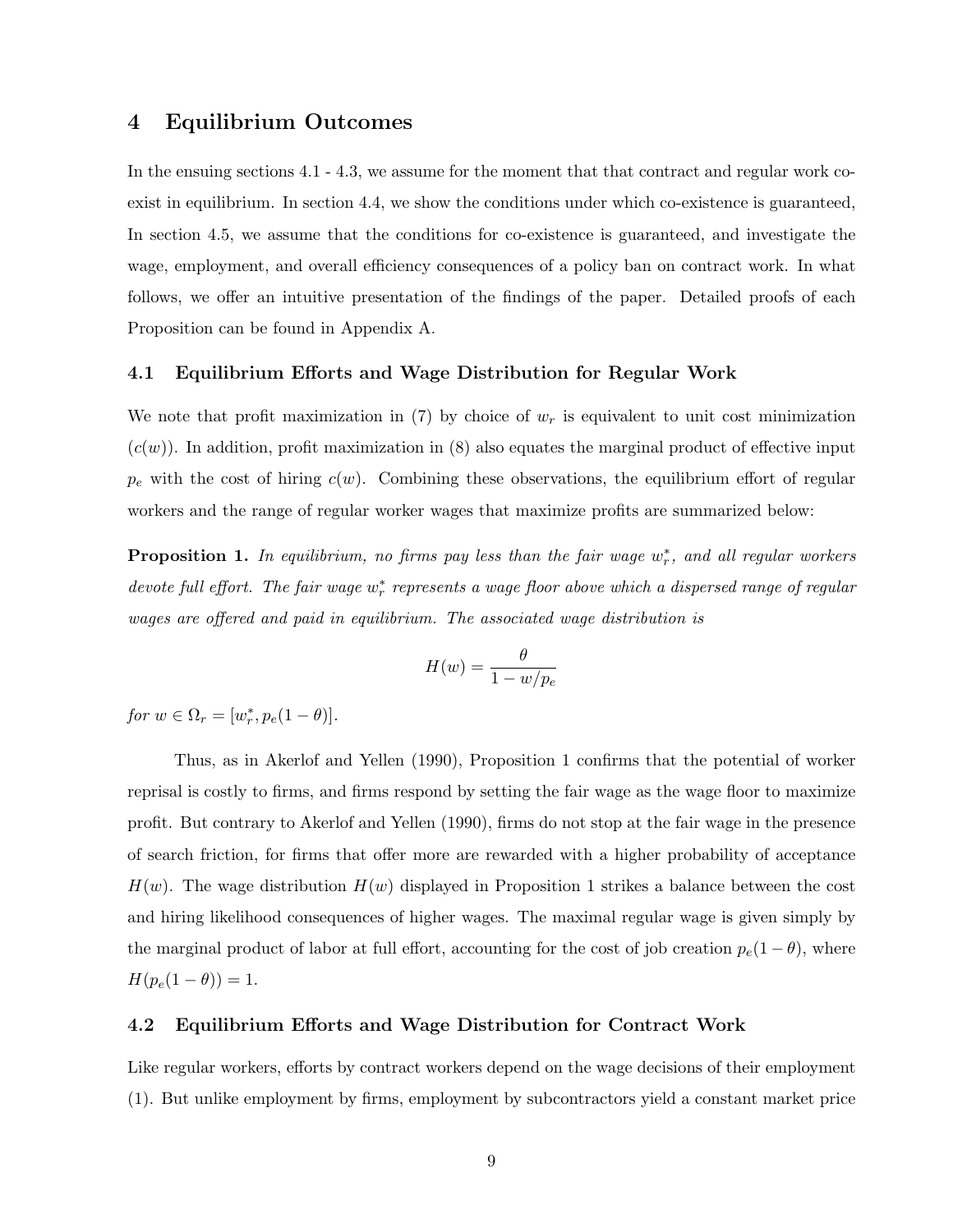# 4 Equilibrium Outcomes

In the ensuing sections 4.1 - 4.3, we assume for the moment that that contract and regular work co-exist in equilibrium. In section 4.4, we show the conditions under which co-existence is guaranteed, In section 4.5, we assume that the conditions for co-existence is guaranteed, and investigate the wage, employment, and overall efficiency consequences of a policy ban on contract work. In what follows, we offer an intuitive presentation of the findings of the paper. Detailed proofs of each Proposition can be found in Appendix A.

## 4.1 Equilibrium Efforts and Wage Distribution for Regular Work

We note that profit maximization in (7) by choice of $w_r$ is equivalent to unit cost minimization ($c(w)$). In addition, profit maximization in (8) also equates the marginal product of effective input $p_e$ with the cost of hiring $c(w)$. Combining these observations, the equilibrium effort of regular workers and the range of regular worker wages that maximize profits are summarized below:

**Proposition 1.** *In equilibrium, no firms pay less than the fair wage $w_r^*$, and all regular workers devote full effort. The fair wage $w_r^*$ represents a wage floor above which a dispersed range of regular wages are offered and paid in equilibrium. The associated wage distribution is*

$$H(w) = \frac{\theta}{1 - w/p_e}$$

*for $w \in \Omega_r = [w_r^*, p_e(1-\theta)]$.*

Thus, as in Akerlof and Yellen (1990), Proposition 1 confirms that the potential of worker reprisal is costly to firms, and firms respond by setting the fair wage as the wage floor to maximize profit. But contrary to Akerlof and Yellen (1990), firms do not stop at the fair wage in the presence of search friction, for firms that offer more are rewarded with a higher probability of acceptance $H(w)$. The wage distribution $H(w)$ displayed in Proposition 1 strikes a balance between the cost and hiring likelihood consequences of higher wages. The maximal regular wage is given simply by the marginal product of labor at full effort, accounting for the cost of job creation $p_e(1-\theta)$, where $H(p_e(1-\theta)) = 1$.

## 4.2 Equilibrium Efforts and Wage Distribution for Contract Work

Like regular workers, efforts by contract workers depend on the wage decisions of their employment (1). But unlike employment by firms, employment by subcontractors yield a constant market price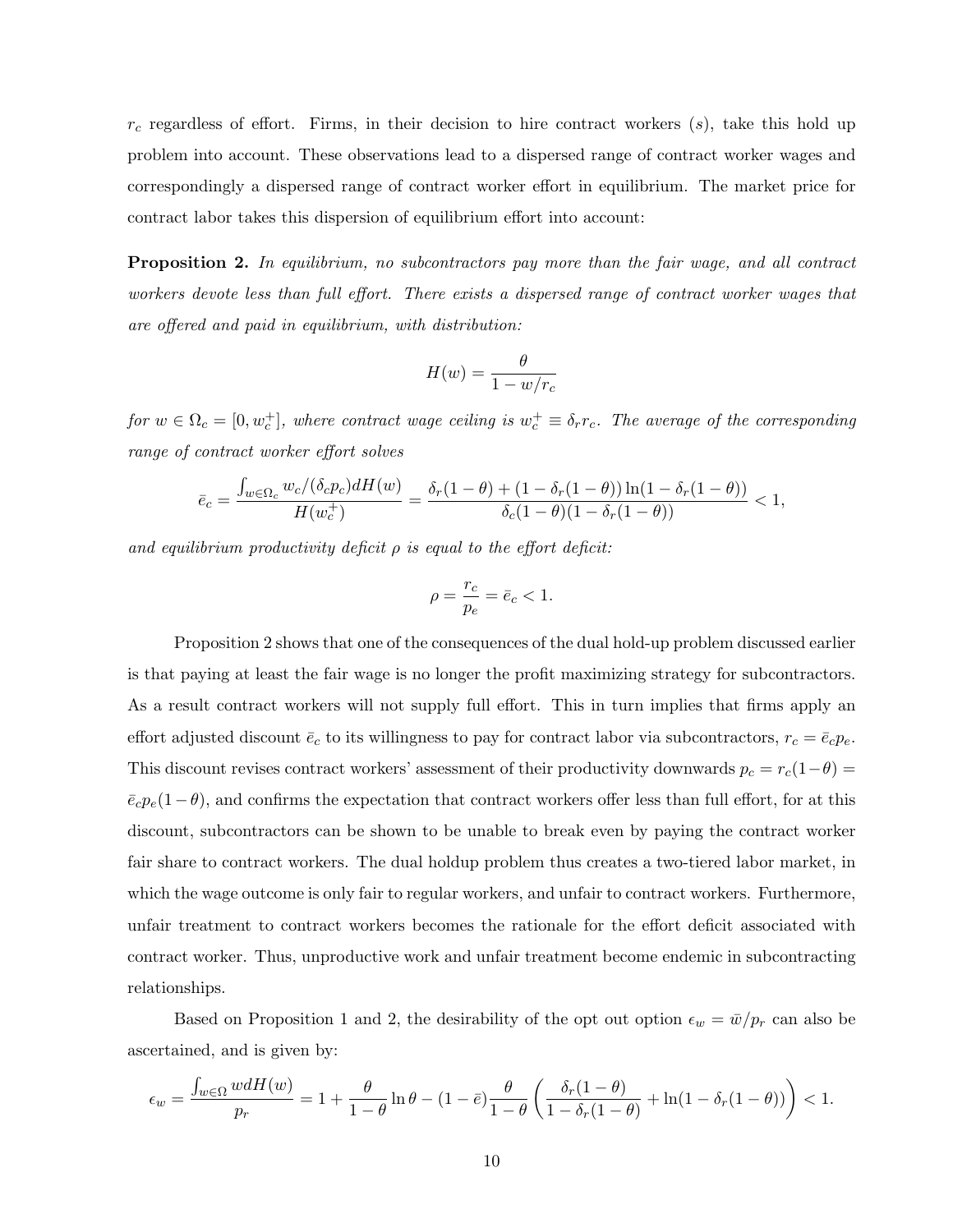$r_c$ regardless of effort. Firms, in their decision to hire contract workers ($s$), take this hold up problem into account. These observations lead to a dispersed range of contract worker wages and correspondingly a dispersed range of contract worker effort in equilibrium. The market price for contract labor takes this dispersion of equilibrium effort into account:

**Proposition 2.** *In equilibrium, no subcontractors pay more than the fair wage, and all contract workers devote less than full effort. There exists a dispersed range of contract worker wages that are offered and paid in equilibrium, with distribution:*

$$H(w) = \frac{\theta}{1 - w/r_c}$$

*for $w \in \Omega_c = [0, w_c^+]$, where contract wage ceiling is $w_c^+ \equiv \delta_r r_c$. The average of the corresponding range of contract worker effort solves*

$$\bar{e}_c = \frac{\int_{w \in \Omega_c} w_c/(\delta_c p_c) dH(w)}{H(w_c^+)} = \frac{\delta_r(1-\theta) + (1 - \delta_r(1-\theta)) \ln(1 - \delta_r(1-\theta))}{\delta_c(1-\theta)(1-\delta_r(1-\theta))} < 1,$$

*and equilibrium productivity deficit $\rho$ is equal to the effort deficit:*

$$\rho = \frac{r_c}{p_e} = \bar{e}_c < 1.$$

Proposition 2 shows that one of the consequences of the dual hold-up problem discussed earlier is that paying at least the fair wage is no longer the profit maximizing strategy for subcontractors. As a result contract workers will not supply full effort. This in turn implies that firms apply an effort adjusted discount $\bar{e}_c$ to its willingness to pay for contract labor via subcontractors, $r_c = \bar{e}_c p_e$. This discount revises contract workers' assessment of their productivity downwards $p_c = r_c(1-\theta) = \bar{e}_c p_e (1-\theta)$, and confirms the expectation that contract workers offer less than full effort, for at this discount, subcontractors can be shown to be unable to break even by paying the contract worker fair share to contract workers. The dual holdup problem thus creates a two-tiered labor market, in which the wage outcome is only fair to regular workers, and unfair to contract workers. Furthermore, unfair treatment to contract workers becomes the rationale for the effort deficit associated with contract worker. Thus, unproductive work and unfair treatment become endemic in subcontracting relationships.

Based on Proposition 1 and 2, the desirability of the opt out option $\epsilon_w = \bar{w}/p_r$ can also be ascertained, and is given by:

$$\epsilon_w = \frac{\int_{w \in \Omega} w dH(w)}{p_r} = 1 + \frac{\theta}{1-\theta} \ln \theta - (1 - \bar{e}) \frac{\theta}{1-\theta} \left( \frac{\delta_r(1-\theta)}{1 - \delta_r(1-\theta)} + \ln(1 - \delta_r(1-\theta)) \right) < 1.$$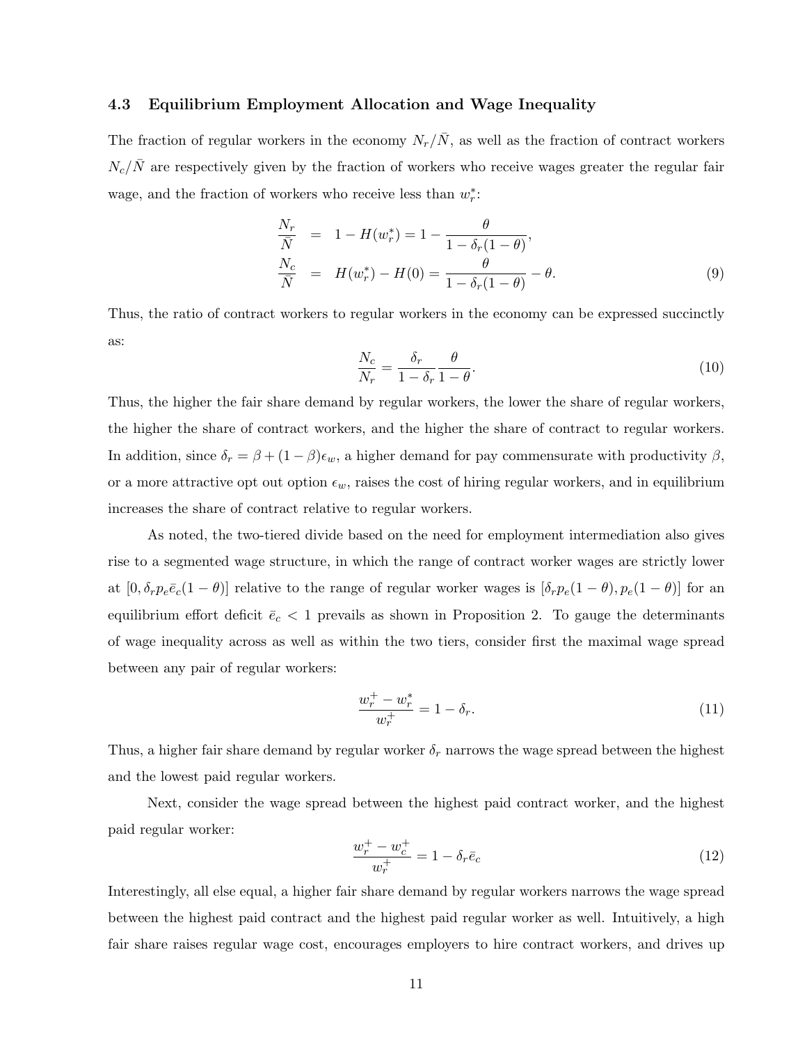### 4.3 Equilibrium Employment Allocation and Wage Inequality

The fraction of regular workers in the economy $N_r/\bar{N}$, as well as the fraction of contract workers $N_c/\bar{N}$ are respectively given by the fraction of workers who receive wages greater the regular fair wage, and the fraction of workers who receive less than $w_r^*$:

$$
\begin{aligned}
\frac{N_r}{\bar{N}} &= 1 - H(w_r^*) = 1 - \frac{\theta}{1-\delta_r(1-\theta)}, \\
\frac{N_c}{\bar{N}} &= H(w_r^*) - H(0) = \frac{\theta}{1-\delta_r(1-\theta)} - \theta.
\end{aligned} \tag{9}
$$

Thus, the ratio of contract workers to regular workers in the economy can be expressed succinctly as:

$$
\frac{N_c}{N_r} = \frac{\delta_r}{1-\delta_r}\frac{\theta}{1-\theta}. \tag{10}
$$

Thus, the higher the fair share demand by regular workers, the lower the share of regular workers, the higher the share of contract workers, and the higher the share of contract to regular workers. In addition, since $\delta_r = \beta + (1-\beta)\epsilon_w$, a higher demand for pay commensurate with productivity $\beta$, or a more attractive opt out option $\epsilon_w$, raises the cost of hiring regular workers, and in equilibrium increases the share of contract relative to regular workers.

As noted, the two-tiered divide based on the need for employment intermediation also gives rise to a segmented wage structure, in which the range of contract worker wages are strictly lower at $[0, \delta_r p_e \bar{e}_c(1-\theta)]$ relative to the range of regular worker wages is $[\delta_r p_e(1-\theta), p_e(1-\theta)]$ for an equilibrium effort deficit $\bar{e}_c < 1$ prevails as shown in Proposition 2. To gauge the determinants of wage inequality across as well as within the two tiers, consider first the maximal wage spread between any pair of regular workers:

$$
\frac{w_r^+ - w_r^*}{w_r^+} = 1 - \delta_r. \tag{11}
$$

Thus, a higher fair share demand by regular worker $\delta_r$ narrows the wage spread between the highest and the lowest paid regular workers.

Next, consider the wage spread between the highest paid contract worker, and the highest paid regular worker:

$$
\frac{w_r^+ - w_c^+}{w_r^+} = 1 - \delta_r \bar{e}_c \tag{12}
$$

Interestingly, all else equal, a higher fair share demand by regular workers narrows the wage spread between the highest paid contract and the highest paid regular worker as well. Intuitively, a high fair share raises regular wage cost, encourages employers to hire contract workers, and drives up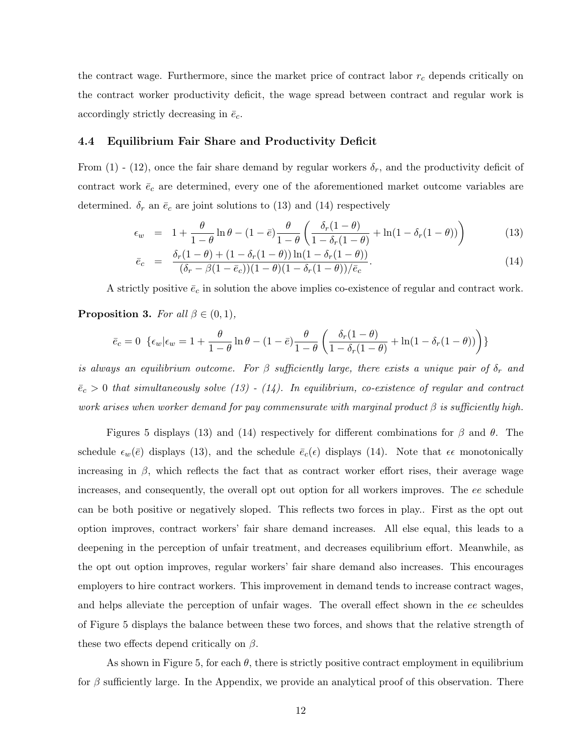the contract wage. Furthermore, since the market price of contract labor $r_c$ depends critically on the contract worker productivity deficit, the wage spread between contract and regular work is accordingly strictly decreasing in $\bar{e}_c$.

### 4.4 Equilibrium Fair Share and Productivity Deficit

From (1) - (12), once the fair share demand by regular workers $\delta_r$, and the productivity deficit of contract work $\bar{e}_c$ are determined, every one of the aforementioned market outcome variables are determined. $\delta_r$ an $\bar{e}_c$ are joint solutions to (13) and (14) respectively

$$
\epsilon_w = 1 + \frac{\theta}{1-\theta}\ln\theta - (1-\bar{e})\frac{\theta}{1-\theta}\left(\frac{\delta_r(1-\theta)}{1-\delta_r(1-\theta)} + \ln(1-\delta_r(1-\theta))\right) \tag{13}
$$

$$
\bar{e}_c = \frac{\delta_r(1-\theta) + (1-\delta_r(1-\theta))\ln(1-\delta_r(1-\theta))}{(\delta_r - \beta(1-\bar{e}_c))(1-\theta)(1-\delta_r(1-\theta))/\bar{e}_c}. \tag{14}
$$

A strictly positive $\bar{e}_c$ in solution the above implies co-existence of regular and contract work.

**Proposition 3.** *For all* $\beta \in (0,1)$*,*

$$
\bar{e}_c = 0 \;\; \{\epsilon_w | \epsilon_w = 1 + \frac{\theta}{1-\theta}\ln\theta - (1-\bar{e})\frac{\theta}{1-\theta}\left(\frac{\delta_r(1-\theta)}{1-\delta_r(1-\theta)} + \ln(1-\delta_r(1-\theta))\right)\}
$$

*is always an equilibrium outcome. For* $\beta$ *sufficiently large, there exists a unique pair of* $\delta_r$ *and* $\bar{e}_c > 0$ *that simultaneously solve (13) - (14). In equilibrium, co-existence of regular and contract work arises when worker demand for pay commensurate with marginal product* $\beta$ *is sufficiently high.*

Figures 5 displays (13) and (14) respectively for different combinations for $\beta$ and $\theta$. The schedule $\epsilon_w(\bar{e})$ displays (13), and the schedule $\bar{e}_c(\epsilon)$ displays (14). Note that $\epsilon\epsilon$ monotonically increasing in $\beta$, which reflects the fact that as contract worker effort rises, their average wage increases, and consequently, the overall opt out option for all workers improves. The $ee$ schedule can be both positive or negatively sloped. This reflects two forces in play.. First as the opt out option improves, contract workers' fair share demand increases. All else equal, this leads to a deepening in the perception of unfair treatment, and decreases equilibrium effort. Meanwhile, as the opt out option improves, regular workers' fair share demand also increases. This encourages employers to hire contract workers. This improvement in demand tends to increase contract wages, and helps alleviate the perception of unfair wages. The overall effect shown in the $ee$ scheuldes of Figure 5 displays the balance between these two forces, and shows that the relative strength of these two effects depend critically on $\beta$.

As shown in Figure 5, for each $\theta$, there is strictly positive contract employment in equilibrium for $\beta$ sufficiently large. In the Appendix, we provide an analytical proof of this observation. There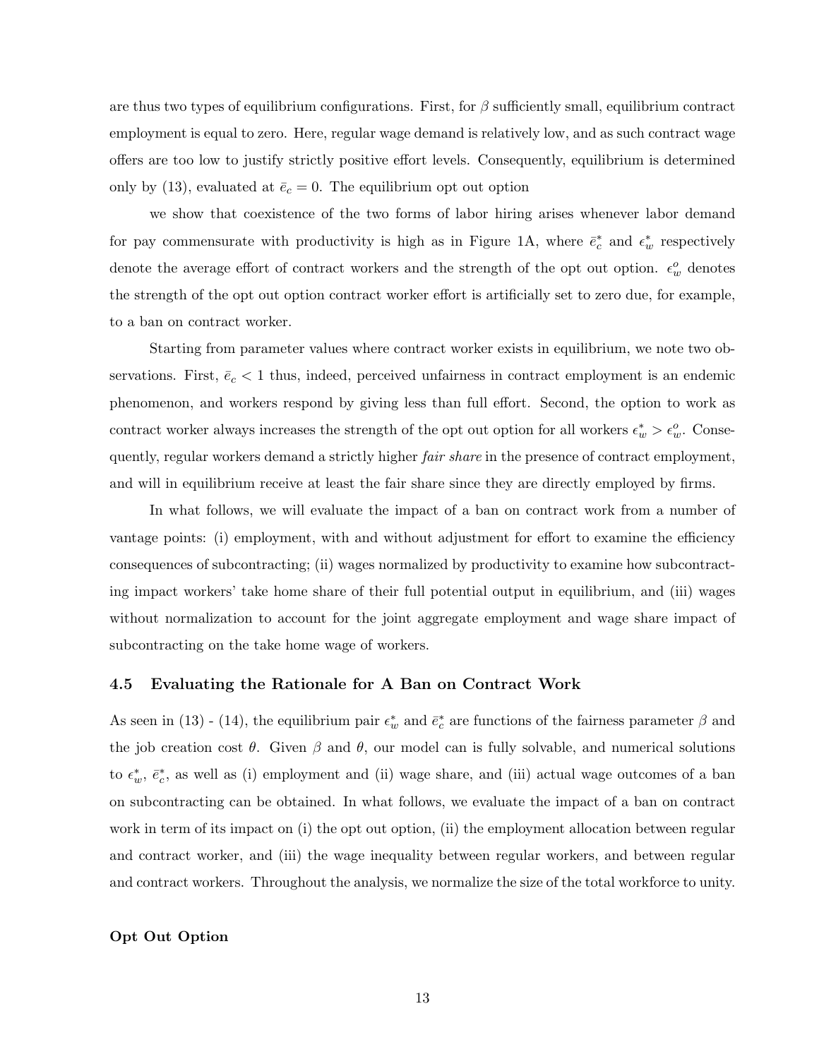are thus two types of equilibrium configurations. First, for $\beta$ sufficiently small, equilibrium contract employment is equal to zero. Here, regular wage demand is relatively low, and as such contract wage offers are too low to justify strictly positive effort levels. Consequently, equilibrium is determined only by (13), evaluated at $\bar{e}_c = 0$. The equilibrium opt out option

we show that coexistence of the two forms of labor hiring arises whenever labor demand for pay commensurate with productivity is high as in Figure 1A, where $\bar{e}_c^*$ and $\epsilon_w^*$ respectively denote the average effort of contract workers and the strength of the opt out option. $\epsilon_w^o$ denotes the strength of the opt out option contract worker effort is artificially set to zero due, for example, to a ban on contract worker.

Starting from parameter values where contract worker exists in equilibrium, we note two observations. First, $\bar{e}_c < 1$ thus, indeed, perceived unfairness in contract employment is an endemic phenomenon, and workers respond by giving less than full effort. Second, the option to work as contract worker always increases the strength of the opt out option for all workers $\epsilon_w^* > \epsilon_w^o$. Consequently, regular workers demand a strictly higher *fair share* in the presence of contract employment, and will in equilibrium receive at least the fair share since they are directly employed by firms.

In what follows, we will evaluate the impact of a ban on contract work from a number of vantage points: (i) employment, with and without adjustment for effort to examine the efficiency consequences of subcontracting; (ii) wages normalized by productivity to examine how subcontracting impact workers' take home share of their full potential output in equilibrium, and (iii) wages without normalization to account for the joint aggregate employment and wage share impact of subcontracting on the take home wage of workers.

### 4.5 Evaluating the Rationale for A Ban on Contract Work

As seen in (13) - (14), the equilibrium pair $\epsilon_w^*$ and $\bar{e}_c^*$ are functions of the fairness parameter $\beta$ and the job creation cost $\theta$. Given $\beta$ and $\theta$, our model can is fully solvable, and numerical solutions to $\epsilon_w^*$, $\bar{e}_c^*$, as well as (i) employment and (ii) wage share, and (iii) actual wage outcomes of a ban on subcontracting can be obtained. In what follows, we evaluate the impact of a ban on contract work in term of its impact on (i) the opt out option, (ii) the employment allocation between regular and contract worker, and (iii) the wage inequality between regular workers, and between regular and contract workers. Throughout the analysis, we normalize the size of the total workforce to unity.

**Opt Out Option**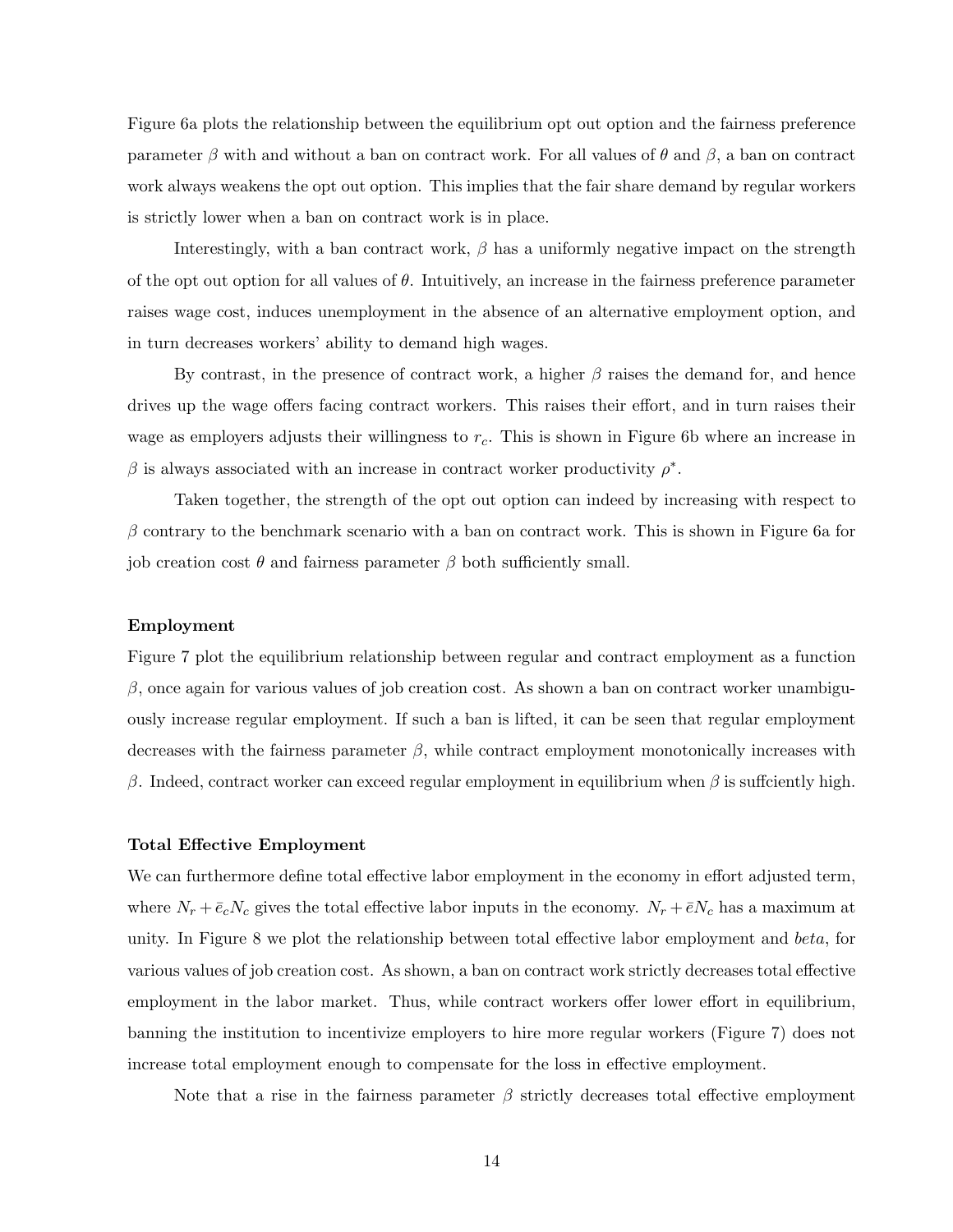Figure 6a plots the relationship between the equilibrium opt out option and the fairness preference parameter $\beta$ with and without a ban on contract work. For all values of $\theta$ and $\beta$, a ban on contract work always weakens the opt out option. This implies that the fair share demand by regular workers is strictly lower when a ban on contract work is in place.

Interestingly, with a ban contract work, $\beta$ has a uniformly negative impact on the strength of the opt out option for all values of $\theta$. Intuitively, an increase in the fairness preference parameter raises wage cost, induces unemployment in the absence of an alternative employment option, and in turn decreases workers' ability to demand high wages.

By contrast, in the presence of contract work, a higher $\beta$ raises the demand for, and hence drives up the wage offers facing contract workers. This raises their effort, and in turn raises their wage as employers adjusts their willingness to $r_c$. This is shown in Figure 6b where an increase in $\beta$ is always associated with an increase in contract worker productivity $\rho^*$.

Taken together, the strength of the opt out option can indeed by increasing with respect to $\beta$ contrary to the benchmark scenario with a ban on contract work. This is shown in Figure 6a for job creation cost $\theta$ and fairness parameter $\beta$ both sufficiently small.

**Employment**

Figure 7 plot the equilibrium relationship between regular and contract employment as a function $\beta$, once again for various values of job creation cost. As shown a ban on contract worker unambiguously increase regular employment. If such a ban is lifted, it can be seen that regular employment decreases with the fairness parameter $\beta$, while contract employment monotonically increases with $\beta$. Indeed, contract worker can exceed regular employment in equilibrium when $\beta$ is suffciently high.

**Total Effective Employment**

We can furthermore define total effective labor employment in the economy in effort adjusted term, where $N_r + \bar{e}_c N_c$ gives the total effective labor inputs in the economy. $N_r + \bar{e} N_c$ has a maximum at unity. In Figure 8 we plot the relationship between total effective labor employment and *beta*, for various values of job creation cost. As shown, a ban on contract work strictly decreases total effective employment in the labor market. Thus, while contract workers offer lower effort in equilibrium, banning the institution to incentivize employers to hire more regular workers (Figure 7) does not increase total employment enough to compensate for the loss in effective employment.

Note that a rise in the fairness parameter $\beta$ strictly decreases total effective employment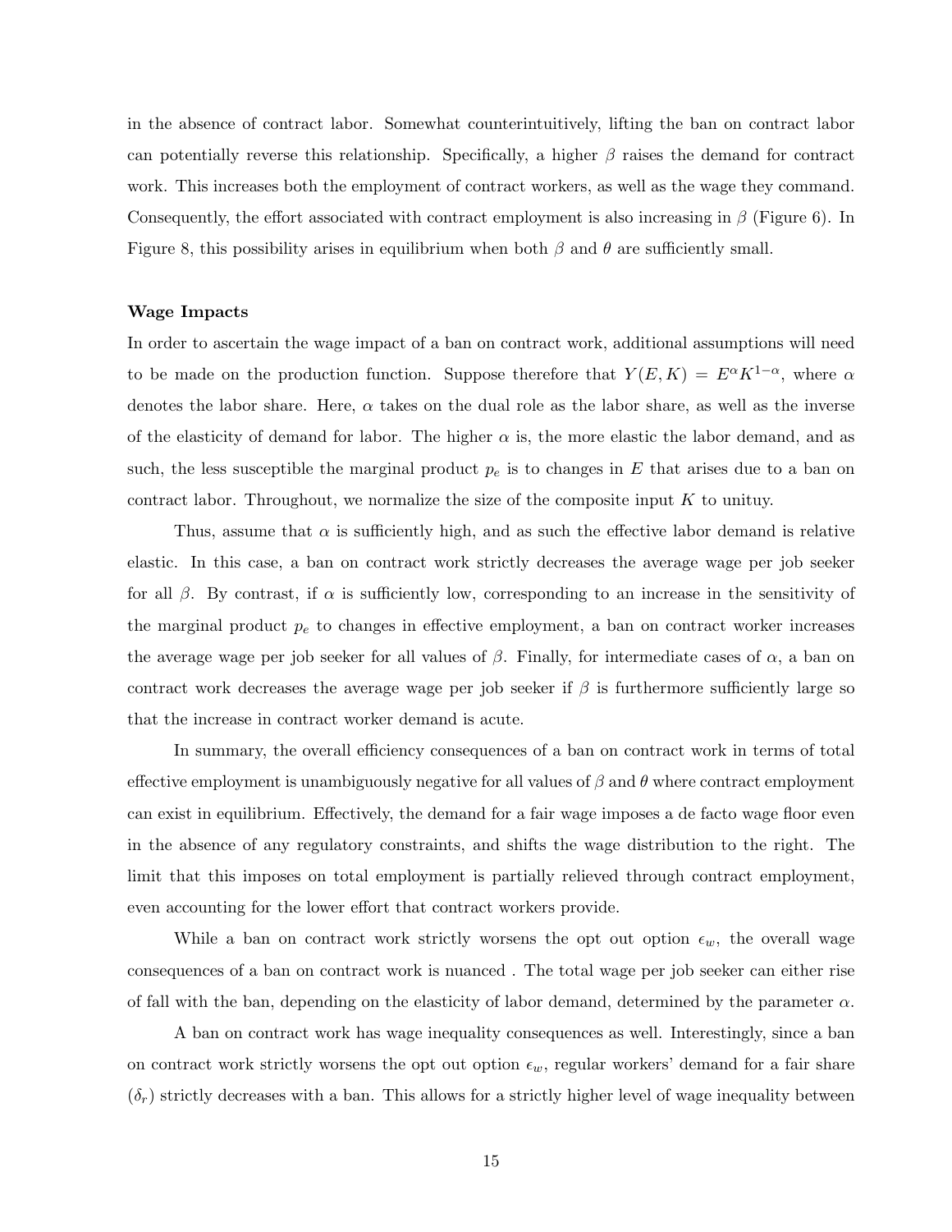in the absence of contract labor. Somewhat counterintuitively, lifting the ban on contract labor can potentially reverse this relationship. Specifically, a higher $\beta$ raises the demand for contract work. This increases both the employment of contract workers, as well as the wage they command. Consequently, the effort associated with contract employment is also increasing in $\beta$ (Figure 6). In Figure 8, this possibility arises in equilibrium when both $\beta$ and $\theta$ are sufficiently small.

**Wage Impacts**

In order to ascertain the wage impact of a ban on contract work, additional assumptions will need to be made on the production function. Suppose therefore that $Y(E, K) = E^{\alpha}K^{1-\alpha}$, where $\alpha$ denotes the labor share. Here, $\alpha$ takes on the dual role as the labor share, as well as the inverse of the elasticity of demand for labor. The higher $\alpha$ is, the more elastic the labor demand, and as such, the less susceptible the marginal product $p_e$ is to changes in $E$ that arises due to a ban on contract labor. Throughout, we normalize the size of the composite input $K$ to unituy.

Thus, assume that $\alpha$ is sufficiently high, and as such the effective labor demand is relative elastic. In this case, a ban on contract work strictly decreases the average wage per job seeker for all $\beta$. By contrast, if $\alpha$ is sufficiently low, corresponding to an increase in the sensitivity of the marginal product $p_e$ to changes in effective employment, a ban on contract worker increases the average wage per job seeker for all values of $\beta$. Finally, for intermediate cases of $\alpha$, a ban on contract work decreases the average wage per job seeker if $\beta$ is furthermore sufficiently large so that the increase in contract worker demand is acute.

In summary, the overall efficiency consequences of a ban on contract work in terms of total effective employment is unambiguously negative for all values of $\beta$ and $\theta$ where contract employment can exist in equilibrium. Effectively, the demand for a fair wage imposes a de facto wage floor even in the absence of any regulatory constraints, and shifts the wage distribution to the right. The limit that this imposes on total employment is partially relieved through contract employment, even accounting for the lower effort that contract workers provide.

While a ban on contract work strictly worsens the opt out option $\epsilon_w$, the overall wage consequences of a ban on contract work is nuanced . The total wage per job seeker can either rise of fall with the ban, depending on the elasticity of labor demand, determined by the parameter $\alpha$.

A ban on contract work has wage inequality consequences as well. Interestingly, since a ban on contract work strictly worsens the opt out option $\epsilon_w$, regular workers' demand for a fair share ($\delta_r$) strictly decreases with a ban. This allows for a strictly higher level of wage inequality between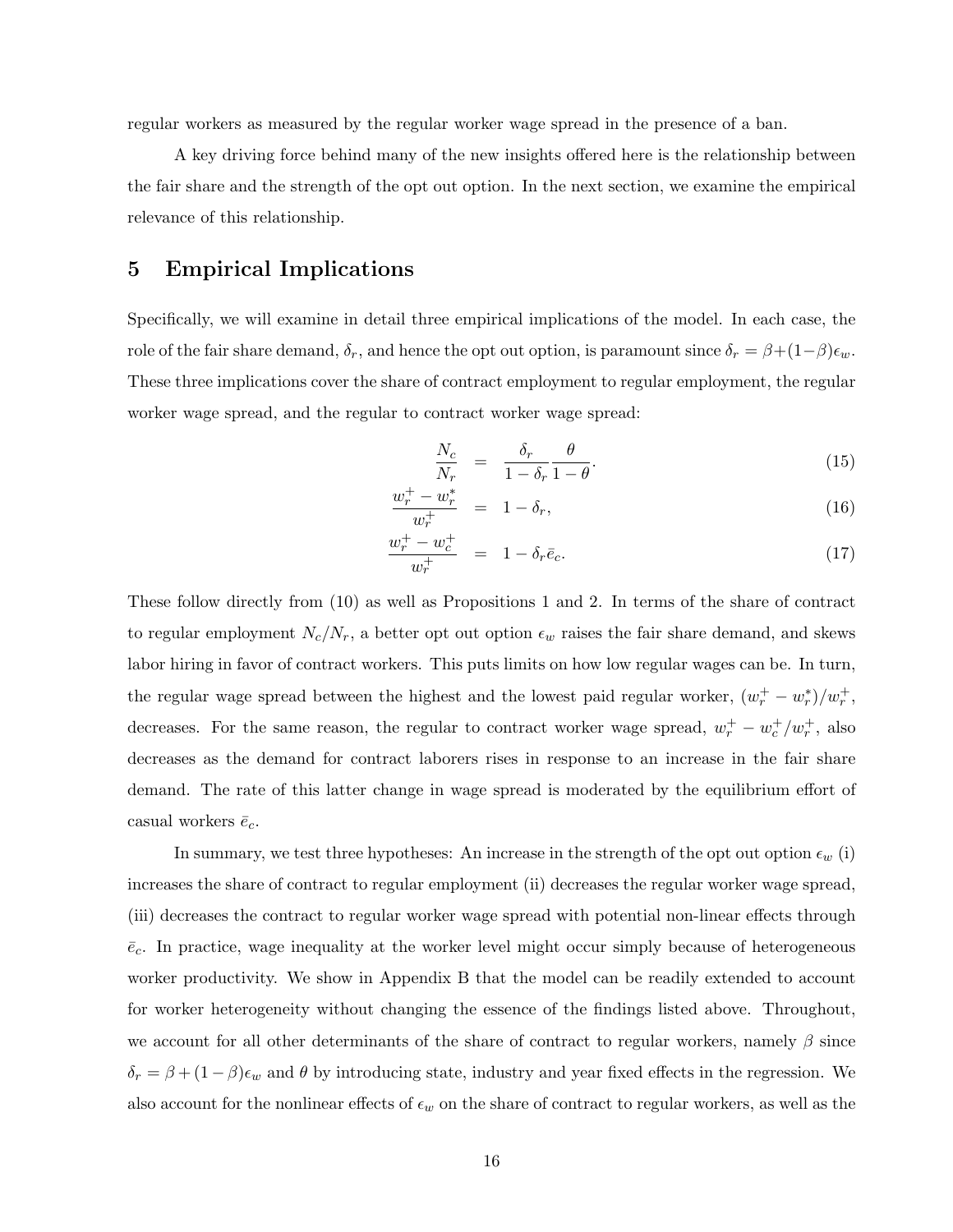regular workers as measured by the regular worker wage spread in the presence of a ban.

A key driving force behind many of the new insights offered here is the relationship between the fair share and the strength of the opt out option. In the next section, we examine the empirical relevance of this relationship.

## 5 Empirical Implications

Specifically, we will examine in detail three empirical implications of the model. In each case, the role of the fair share demand, $\delta_r$, and hence the opt out option, is paramount since $\delta_r = \beta + (1-\beta)\epsilon_w$. These three implications cover the share of contract employment to regular employment, the regular worker wage spread, and the regular to contract worker wage spread:

$$\frac{N_c}{N_r} = \frac{\delta_r}{1-\delta_r}\frac{\theta}{1-\theta}. \tag{15}$$

$$\frac{w_r^+ - w_r^*}{w_r^+} = 1 - \delta_r, \tag{16}$$

$$\frac{w_r^+ - w_c^+}{w_r^+} = 1 - \delta_r \bar{e}_c. \tag{17}$$

These follow directly from (10) as well as Propositions 1 and 2. In terms of the share of contract to regular employment $N_c/N_r$, a better opt out option $\epsilon_w$ raises the fair share demand, and skews labor hiring in favor of contract workers. This puts limits on how low regular wages can be. In turn, the regular wage spread between the highest and the lowest paid regular worker, $(w_r^+ - w_r^*)/w_r^+$, decreases. For the same reason, the regular to contract worker wage spread, $w_r^+ - w_c^+/w_r^+$, also decreases as the demand for contract laborers rises in response to an increase in the fair share demand. The rate of this latter change in wage spread is moderated by the equilibrium effort of casual workers $\bar{e}_c$.

In summary, we test three hypotheses: An increase in the strength of the opt out option $\epsilon_w$ (i) increases the share of contract to regular employment (ii) decreases the regular worker wage spread, (iii) decreases the contract to regular worker wage spread with potential non-linear effects through $\bar{e}_c$. In practice, wage inequality at the worker level might occur simply because of heterogeneous worker productivity. We show in Appendix B that the model can be readily extended to account for worker heterogeneity without changing the essence of the findings listed above. Throughout, we account for all other determinants of the share of contract to regular workers, namely $\beta$ since $\delta_r = \beta + (1-\beta)\epsilon_w$ and $\theta$ by introducing state, industry and year fixed effects in the regression. We also account for the nonlinear effects of $\epsilon_w$ on the share of contract to regular workers, as well as the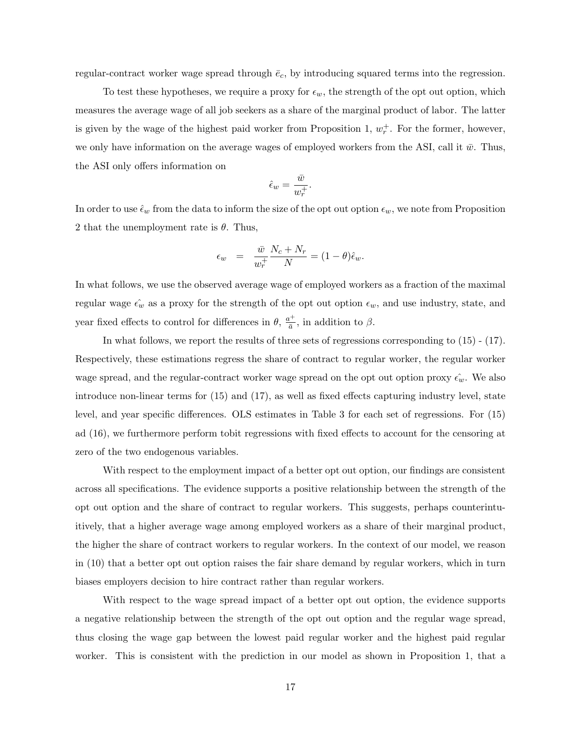regular-contract worker wage spread through $\bar{e}_c$, by introducing squared terms into the regression.

To test these hypotheses, we require a proxy for $\epsilon_w$, the strength of the opt out option, which measures the average wage of all job seekers as a share of the marginal product of labor. The latter is given by the wage of the highest paid worker from Proposition 1, $w_r^+$. For the former, however, we only have information on the average wages of employed workers from the ASI, call it $\bar{w}$. Thus, the ASI only offers information on

$$\hat{\epsilon}_w = \frac{\bar{w}}{w_r^+}.$$

In order to use $\hat{\epsilon}_w$ from the data to inform the size of the opt out option $\epsilon_w$, we note from Proposition 2 that the unemployment rate is $\theta$. Thus,

$$\epsilon_w = \frac{\bar{w}}{w_r^+}\frac{N_c + N_r}{N} = (1-\theta)\hat{\epsilon}_w.$$

In what follows, we use the observed average wage of employed workers as a fraction of the maximal regular wage $\hat{\epsilon_w}$ as a proxy for the strength of the opt out option $\epsilon_w$, and use industry, state, and year fixed effects to control for differences in $\theta$, $\frac{a^+}{\bar{a}}$, in addition to $\beta$.

In what follows, we report the results of three sets of regressions corresponding to (15) - (17). Respectively, these estimations regress the share of contract to regular worker, the regular worker wage spread, and the regular-contract worker wage spread on the opt out option proxy $\hat{\epsilon_w}$. We also introduce non-linear terms for (15) and (17), as well as fixed effects capturing industry level, state level, and year specific differences. OLS estimates in Table 3 for each set of regressions. For (15) ad (16), we furthermore perform tobit regressions with fixed effects to account for the censoring at zero of the two endogenous variables.

With respect to the employment impact of a better opt out option, our findings are consistent across all specifications. The evidence supports a positive relationship between the strength of the opt out option and the share of contract to regular workers. This suggests, perhaps counterintuitively, that a higher average wage among employed workers as a share of their marginal product, the higher the share of contract workers to regular workers. In the context of our model, we reason in (10) that a better opt out option raises the fair share demand by regular workers, which in turn biases employers decision to hire contract rather than regular workers.

With respect to the wage spread impact of a better opt out option, the evidence supports a negative relationship between the strength of the opt out option and the regular wage spread, thus closing the wage gap between the lowest paid regular worker and the highest paid regular worker. This is consistent with the prediction in our model as shown in Proposition 1, that a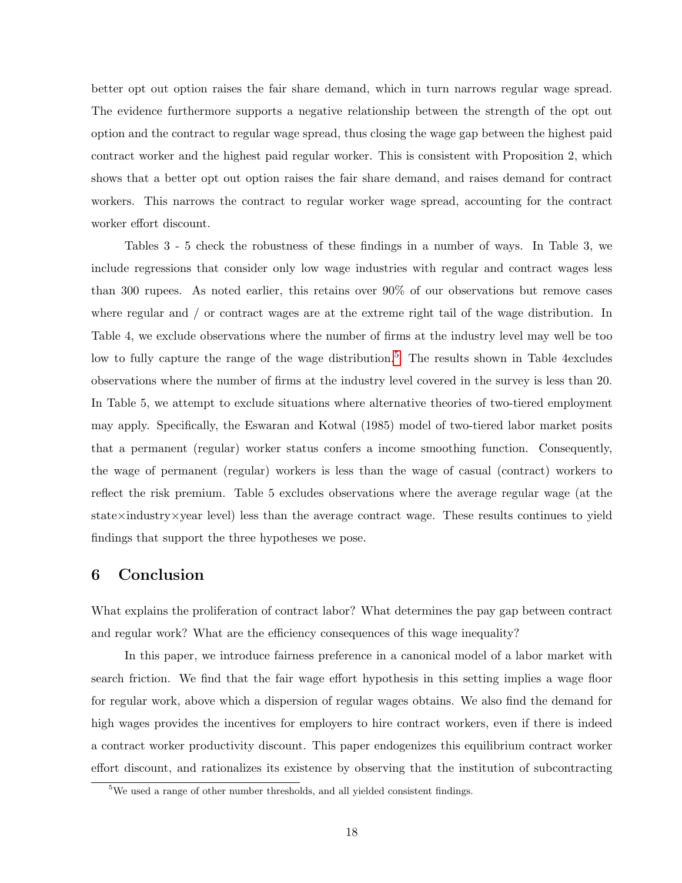better opt out option raises the fair share demand, which in turn narrows regular wage spread. The evidence furthermore supports a negative relationship between the strength of the opt out option and the contract to regular wage spread, thus closing the wage gap between the highest paid contract worker and the highest paid regular worker. This is consistent with Proposition 2, which shows that a better opt out option raises the fair share demand, and raises demand for contract workers. This narrows the contract to regular worker wage spread, accounting for the contract worker effort discount.

Tables 3 - 5 check the robustness of these findings in a number of ways. In Table 3, we include regressions that consider only low wage industries with regular and contract wages less than 300 rupees. As noted earlier, this retains over 90% of our observations but remove cases where regular and / or contract wages are at the extreme right tail of the wage distribution. In Table 4, we exclude observations where the number of firms at the industry level may well be too low to fully capture the range of the wage distribution.[5] The results shown in Table 4excludes observations where the number of firms at the industry level covered in the survey is less than 20. In Table 5, we attempt to exclude situations where alternative theories of two-tiered employment may apply. Specifically, the Eswaran and Kotwal (1985) model of two-tiered labor market posits that a permanent (regular) worker status confers a income smoothing function. Consequently, the wage of permanent (regular) workers is less than the wage of casual (contract) workers to reflect the risk premium. Table 5 excludes observations where the average regular wage (at the state×industry×year level) less than the average contract wage. These results continues to yield findings that support the three hypotheses we pose.

## 6 Conclusion

What explains the proliferation of contract labor? What determines the pay gap between contract and regular work? What are the efficiency consequences of this wage inequality?

In this paper, we introduce fairness preference in a canonical model of a labor market with search friction. We find that the fair wage effort hypothesis in this setting implies a wage floor for regular work, above which a dispersion of regular wages obtains. We also find the demand for high wages provides the incentives for employers to hire contract workers, even if there is indeed a contract worker productivity discount. This paper endogenizes this equilibrium contract worker effort discount, and rationalizes its existence by observing that the institution of subcontracting

[5] We used a range of other number thresholds, and all yielded consistent findings.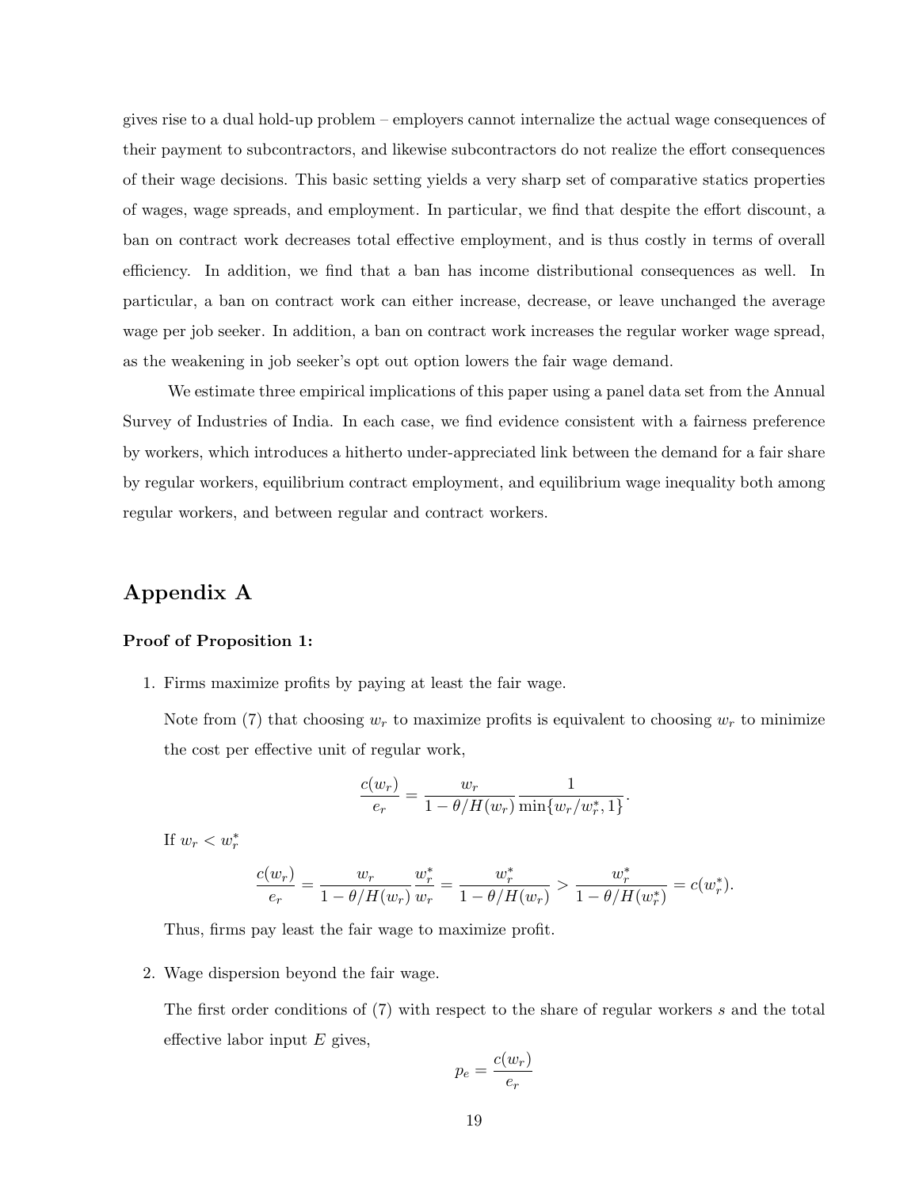gives rise to a dual hold-up problem – employers cannot internalize the actual wage consequences of their payment to subcontractors, and likewise subcontractors do not realize the effort consequences of their wage decisions. This basic setting yields a very sharp set of comparative statics properties of wages, wage spreads, and employment. In particular, we find that despite the effort discount, a ban on contract work decreases total effective employment, and is thus costly in terms of overall efficiency. In addition, we find that a ban has income distributional consequences as well. In particular, a ban on contract work can either increase, decrease, or leave unchanged the average wage per job seeker. In addition, a ban on contract work increases the regular worker wage spread, as the weakening in job seeker's opt out option lowers the fair wage demand.

We estimate three empirical implications of this paper using a panel data set from the Annual Survey of Industries of India. In each case, we find evidence consistent with a fairness preference by workers, which introduces a hitherto under-appreciated link between the demand for a fair share by regular workers, equilibrium contract employment, and equilibrium wage inequality both among regular workers, and between regular and contract workers.

## Appendix A

**Proof of Proposition 1:**

1. Firms maximize profits by paying at least the fair wage.

   Note from (7) that choosing $w_r$ to maximize profits is equivalent to choosing $w_r$ to minimize the cost per effective unit of regular work,

   $$\frac{c(w_r)}{e_r} = \frac{w_r}{1 - \theta/H(w_r)} \frac{1}{\min\{w_r/w_r^*, 1\}}.$$

   If $w_r < w_r^*$

   $$\frac{c(w_r)}{e_r} = \frac{w_r}{1 - \theta/H(w_r)} \frac{w_r^*}{w_r} = \frac{w_r^*}{1 - \theta/H(w_r)} > \frac{w_r^*}{1 - \theta/H(w_r^*)} = c(w_r^*).$$

   Thus, firms pay least the fair wage to maximize profit.

2. Wage dispersion beyond the fair wage.

   The first order conditions of (7) with respect to the share of regular workers $s$ and the total effective labor input $E$ gives,

   $$p_e = \frac{c(w_r)}{e_r}$$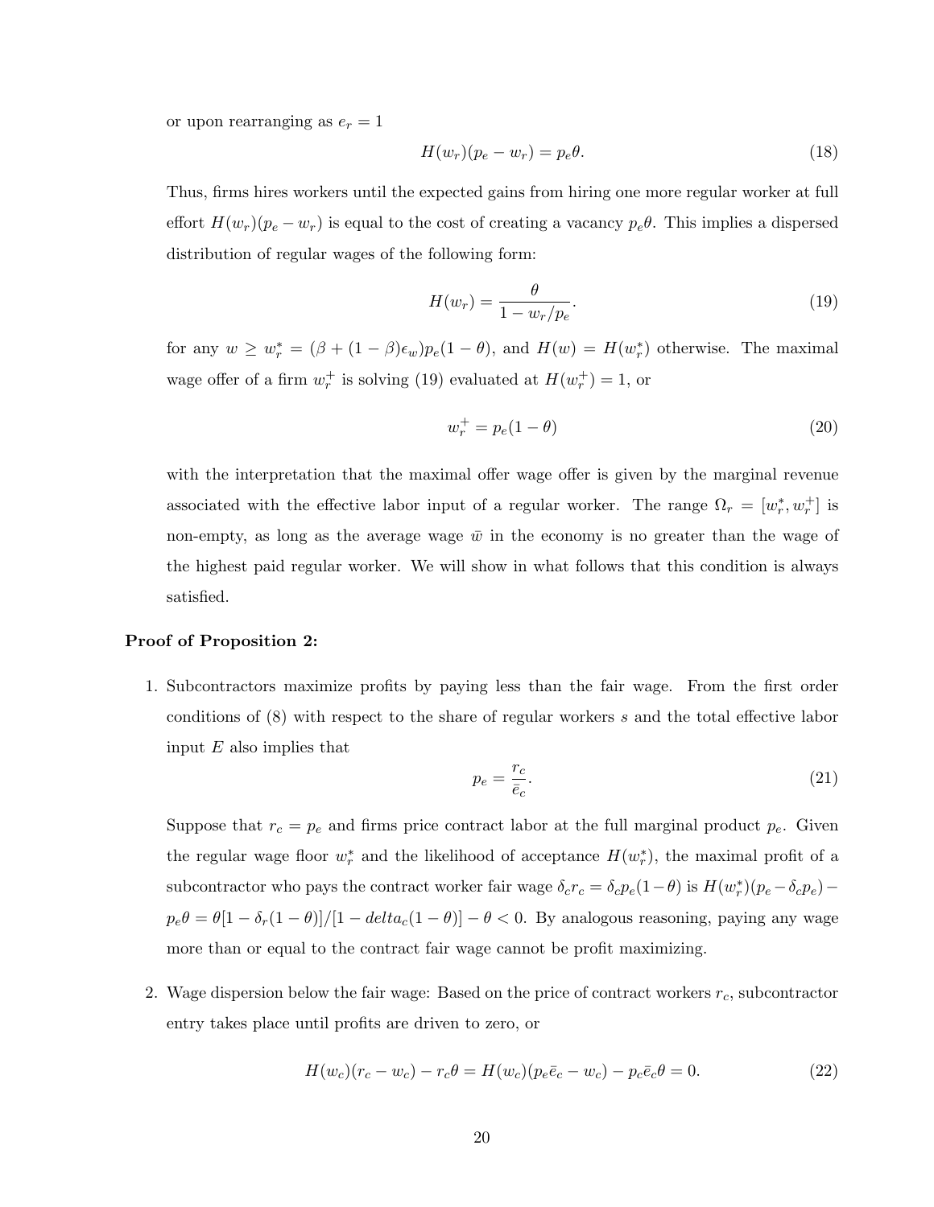or upon rearranging as $e_r = 1$

$$H(w_r)(p_e - w_r) = p_e\theta. \tag{18}$$

Thus, firms hires workers until the expected gains from hiring one more regular worker at full effort $H(w_r)(p_e - w_r)$ is equal to the cost of creating a vacancy $p_e\theta$. This implies a dispersed distribution of regular wages of the following form:

$$H(w_r) = \frac{\theta}{1 - w_r/p_e}. \tag{19}$$

for any $w \geq w_r^* = (\beta + (1-\beta)\epsilon_w)p_e(1-\theta)$, and $H(w) = H(w_r^*)$ otherwise. The maximal wage offer of a firm $w_r^+$ is solving (19) evaluated at $H(w_r^+) = 1$, or

$$w_r^+ = p_e(1-\theta) \tag{20}$$

with the interpretation that the maximal offer wage offer is given by the marginal revenue associated with the effective labor input of a regular worker. The range $\Omega_r = [w_r^*, w_r^+]$ is non-empty, as long as the average wage $\bar{w}$ in the economy is no greater than the wage of the highest paid regular worker. We will show in what follows that this condition is always satisfied.

**Proof of Proposition 2:**

1. Subcontractors maximize profits by paying less than the fair wage. From the first order conditions of (8) with respect to the share of regular workers $s$ and the total effective labor input $E$ also implies that

$$p_e = \frac{r_c}{\bar{e}_c}. \tag{21}$$

Suppose that $r_c = p_e$ and firms price contract labor at the full marginal product $p_e$. Given the regular wage floor $w_r^*$ and the likelihood of acceptance $H(w_r^*)$, the maximal profit of a subcontractor who pays the contract worker fair wage $\delta_c r_c = \delta_c p_e(1-\theta)$ is $H(w_r^*)(p_e - \delta_c p_e) - p_e\theta = \theta[1 - \delta_r(1-\theta)]/[1 - delta_c(1-\theta)] - \theta < 0$. By analogous reasoning, paying any wage more than or equal to the contract fair wage cannot be profit maximizing.

2. Wage dispersion below the fair wage: Based on the price of contract workers $r_c$, subcontractor entry takes place until profits are driven to zero, or

$$H(w_c)(r_c - w_c) - r_c\theta = H(w_c)(p_e\bar{e}_c - w_c) - p_c\bar{e}_c\theta = 0. \tag{22}$$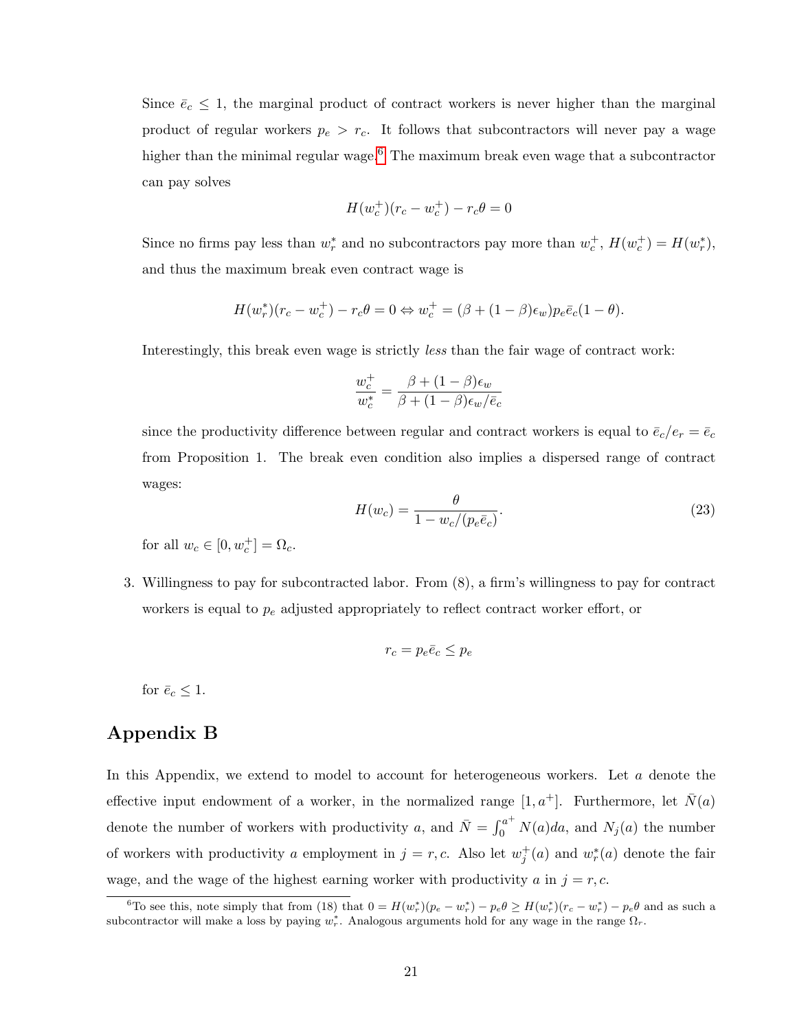Since $\bar{e}_c \leq 1$, the marginal product of contract workers is never higher than the marginal product of regular workers $p_e > r_c$. It follows that subcontractors will never pay a wage higher than the minimal regular wage.[6] The maximum break even wage that a subcontractor can pay solves

$$H(w_c^+)(r_c - w_c^+) - r_c\theta = 0$$

Since no firms pay less than $w_r^*$ and no subcontractors pay more than $w_c^+$, $H(w_c^+) = H(w_r^*)$, and thus the maximum break even contract wage is

$$H(w_r^*)(r_c - w_c^+) - r_c\theta = 0 \Leftrightarrow w_c^+ = (\beta + (1-\beta)\epsilon_w)p_e\bar{e}_c(1-\theta).$$

Interestingly, this break even wage is strictly *less* than the fair wage of contract work:

$$\frac{w_c^+}{w_c^*} = \frac{\beta + (1-\beta)\epsilon_w}{\beta + (1-\beta)\epsilon_w/\bar{e}_c}$$

since the productivity difference between regular and contract workers is equal to $\bar{e}_c/e_r = \bar{e}_c$ from Proposition 1. The break even condition also implies a dispersed range of contract wages:

$$H(w_c) = \frac{\theta}{1 - w_c/(p_e\bar{e}_c)}. \tag{23}$$

for all $w_c \in [0, w_c^+] = \Omega_c$.

3. Willingness to pay for subcontracted labor. From (8), a firm's willingness to pay for contract workers is equal to $p_e$ adjusted appropriately to reflect contract worker effort, or

$$r_c = p_e\bar{e}_c \leq p_e$$

for $\bar{e}_c \leq 1$.

## Appendix B

In this Appendix, we extend to model to account for heterogeneous workers. Let $a$ denote the effective input endowment of a worker, in the normalized range $[1, a^+]$. Furthermore, let $\bar{N}(a)$ denote the number of workers with productivity $a$, and $\bar{N} = \int_0^{a^+} N(a)da$, and $N_j(a)$ the number of workers with productivity $a$ employment in $j = r, c$. Also let $w_j^+(a)$ and $w_r^*(a)$ denote the fair wage, and the wage of the highest earning worker with productivity $a$ in $j = r, c$.

[6] To see this, note simply that from (18) that $0 = H(w_r^*)(p_e - w_r^*) - p_e\theta \geq H(w_r^*)(r_c - w_r^*) - p_e\theta$ and as such a subcontractor will make a loss by paying $w_r^*$. Analogous arguments hold for any wage in the range $\Omega_r$.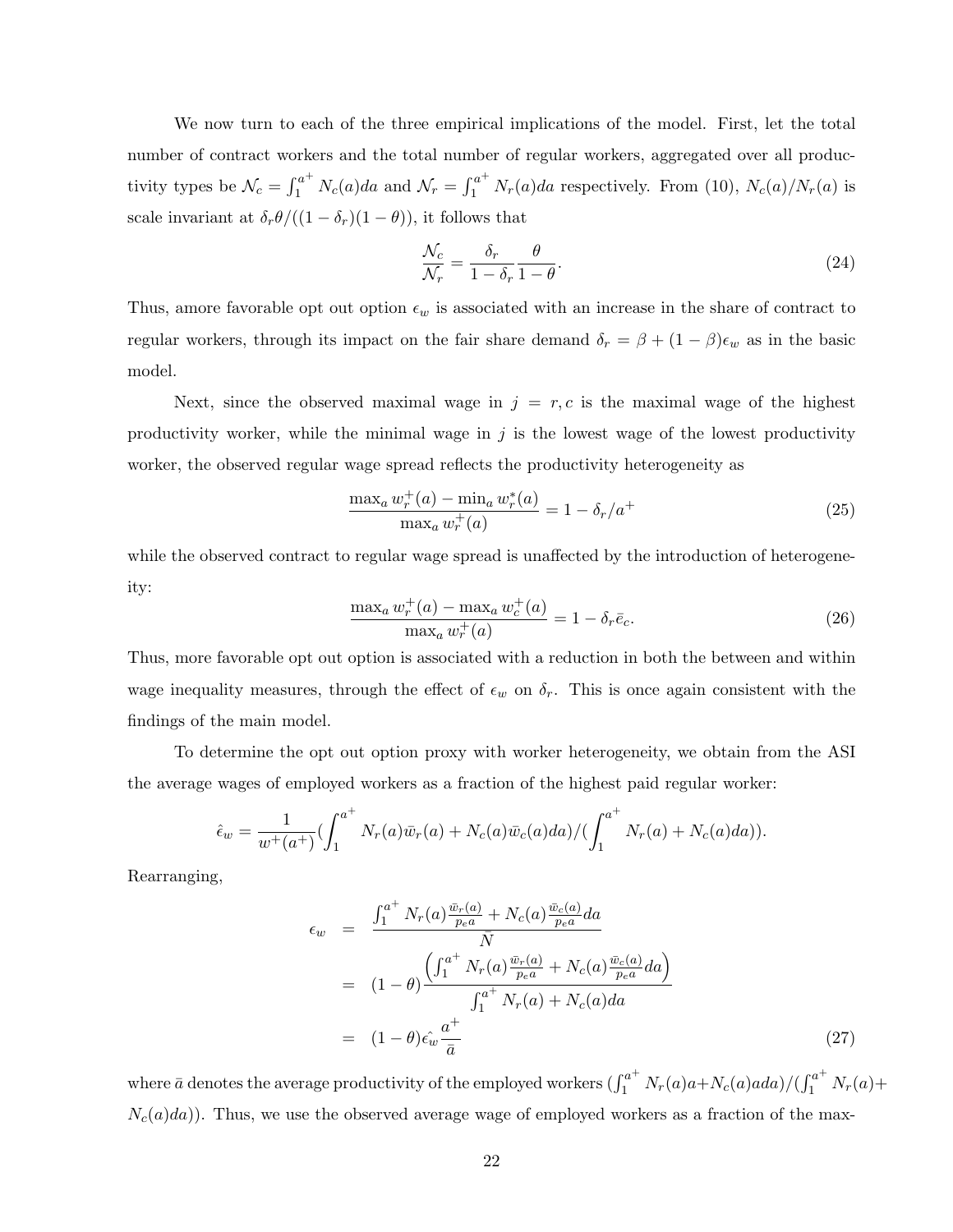We now turn to each of the three empirical implications of the model. First, let the total number of contract workers and the total number of regular workers, aggregated over all productivity types be $\mathcal{N}_c = \int_1^{a^+} N_c(a)da$ and $\mathcal{N}_r = \int_1^{a^+} N_r(a)da$ respectively. From (10), $N_c(a)/N_r(a)$ is scale invariant at $\delta_r\theta/((1-\delta_r)(1-\theta))$, it follows that

$$\frac{\mathcal{N}_c}{\mathcal{N}_r} = \frac{\delta_r}{1-\delta_r}\frac{\theta}{1-\theta}. \tag{24}$$

Thus, amore favorable opt out option $\epsilon_w$ is associated with an increase in the share of contract to regular workers, through its impact on the fair share demand $\delta_r = \beta + (1-\beta)\epsilon_w$ as in the basic model.

Next, since the observed maximal wage in $j = r, c$ is the maximal wage of the highest productivity worker, while the minimal wage in $j$ is the lowest wage of the lowest productivity worker, the observed regular wage spread reflects the productivity heterogeneity as

$$\frac{\max_a w_r^+(a) - \min_a w_r^*(a)}{\max_a w_r^+(a)} = 1 - \delta_r/a^+ \tag{25}$$

while the observed contract to regular wage spread is unaffected by the introduction of heterogeneity:

$$\frac{\max_a w_r^+(a) - \max_a w_c^+(a)}{\max_a w_r^+(a)} = 1 - \delta_r\bar{e}_c. \tag{26}$$

Thus, more favorable opt out option is associated with a reduction in both the between and within wage inequality measures, through the effect of $\epsilon_w$ on $\delta_r$. This is once again consistent with the findings of the main model.

To determine the opt out option proxy with worker heterogeneity, we obtain from the ASI the average wages of employed workers as a fraction of the highest paid regular worker:

$$\hat{\epsilon}_w = \frac{1}{w^+(a^+)}\left(\int_1^{a^+} N_r(a)\bar{w}_r(a) + N_c(a)\bar{w}_c(a)da\right)/\left(\int_1^{a^+} N_r(a) + N_c(a)da\right).$$

Rearranging,

$$\begin{aligned}
\epsilon_w &= \frac{\int_1^{a^+} N_r(a)\frac{\bar{w}_r(a)}{p_e a} + N_c(a)\frac{\bar{w}_c(a)}{p_e a}da}{\bar{N}} \\
&= (1-\theta)\frac{\left(\int_1^{a^+} N_r(a)\frac{\bar{w}_r(a)}{p_e a} + N_c(a)\frac{\bar{w}_c(a)}{p_e a}da\right)}{\int_1^{a^+} N_r(a) + N_c(a)da} \\
&= (1-\theta)\hat{\epsilon_w}\frac{a^+}{\bar{a}}
\end{aligned} \tag{27}$$

where $\bar{a}$ denotes the average productivity of the employed workers $(\int_1^{a^+} N_r(a)a + N_c(a)a da)/(\int_1^{a^+} N_r(a) + N_c(a)da))$. Thus, we use the observed average wage of employed workers as a fraction of the max-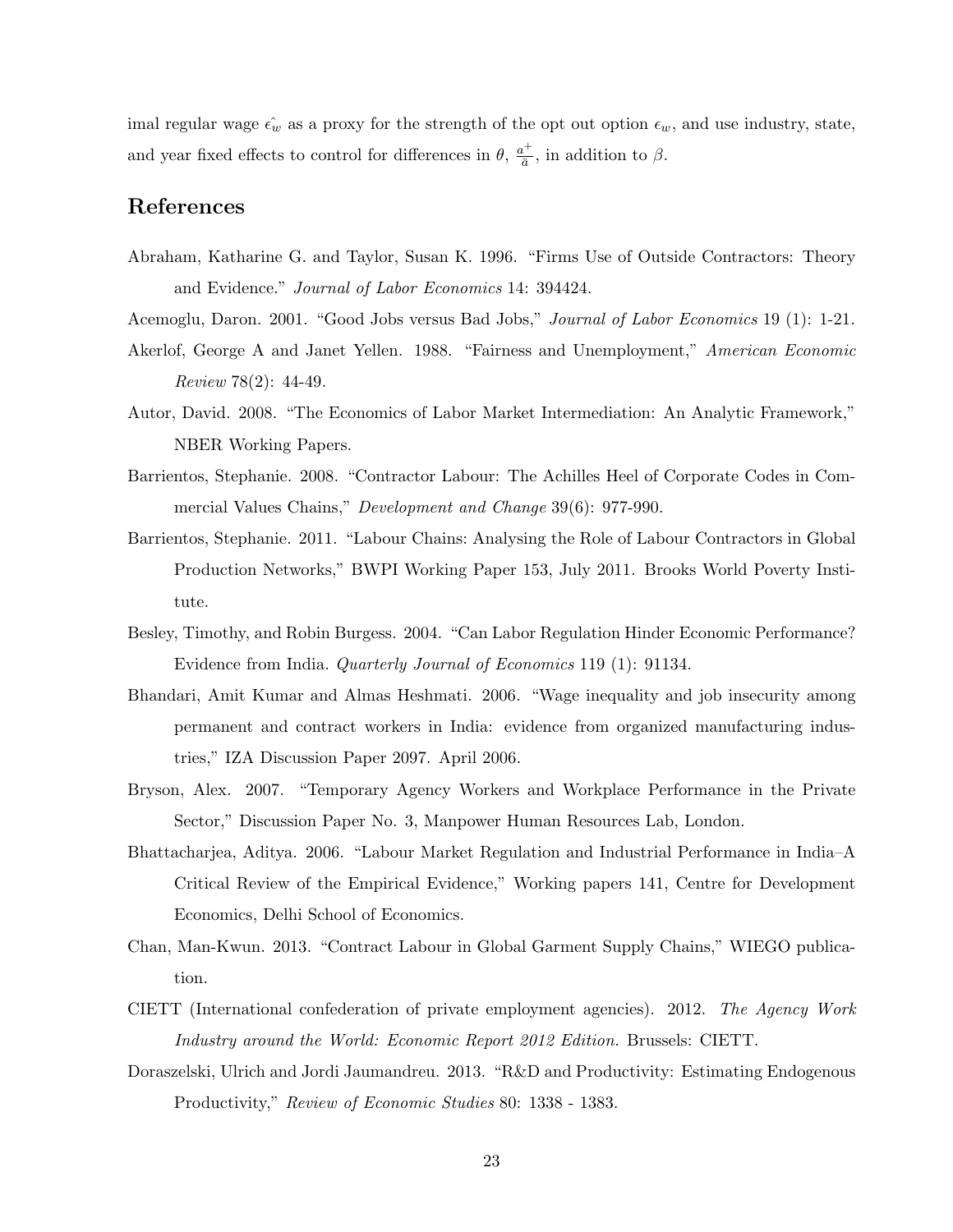imal regular wage $\hat{\epsilon_w}$ as a proxy for the strength of the opt out option $\epsilon_w$, and use industry, state, and year fixed effects to control for differences in $\theta$, $\frac{a^+}{\bar{a}}$, in addition to $\beta$.

## References

Abraham, Katharine G. and Taylor, Susan K. 1996. "Firms Use of Outside Contractors: Theory and Evidence." *Journal of Labor Economics* 14: 394424.

Acemoglu, Daron. 2001. "Good Jobs versus Bad Jobs," *Journal of Labor Economics* 19 (1): 1-21.

Akerlof, George A and Janet Yellen. 1988. "Fairness and Unemployment," *American Economic Review* 78(2): 44-49.

Autor, David. 2008. "The Economics of Labor Market Intermediation: An Analytic Framework," NBER Working Papers.

Barrientos, Stephanie. 2008. "Contractor Labour: The Achilles Heel of Corporate Codes in Commercial Values Chains," *Development and Change* 39(6): 977-990.

Barrientos, Stephanie. 2011. "Labour Chains: Analysing the Role of Labour Contractors in Global Production Networks," BWPI Working Paper 153, July 2011. Brooks World Poverty Institute.

Besley, Timothy, and Robin Burgess. 2004. "Can Labor Regulation Hinder Economic Performance? Evidence from India. *Quarterly Journal of Economics* 119 (1): 91134.

Bhandari, Amit Kumar and Almas Heshmati. 2006. "Wage inequality and job insecurity among permanent and contract workers in India: evidence from organized manufacturing industries," IZA Discussion Paper 2097. April 2006.

Bryson, Alex. 2007. "Temporary Agency Workers and Workplace Performance in the Private Sector," Discussion Paper No. 3, Manpower Human Resources Lab, London.

Bhattacharjea, Aditya. 2006. "Labour Market Regulation and Industrial Performance in India–A Critical Review of the Empirical Evidence," Working papers 141, Centre for Development Economics, Delhi School of Economics.

Chan, Man-Kwun. 2013. "Contract Labour in Global Garment Supply Chains," WIEGO publication.

CIETT (International confederation of private employment agencies). 2012. *The Agency Work Industry around the World: Economic Report 2012 Edition.* Brussels: CIETT.

Doraszelski, Ulrich and Jordi Jaumandreu. 2013. "R&D and Productivity: Estimating Endogenous Productivity," *Review of Economic Studies* 80: 1338 - 1383.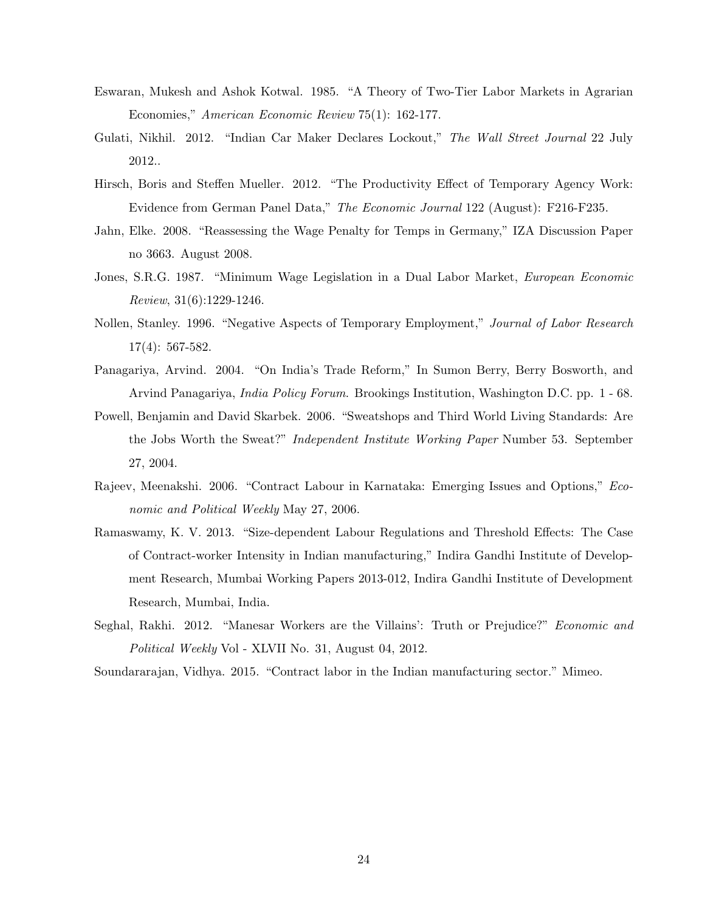Eswaran, Mukesh and Ashok Kotwal. 1985. "A Theory of Two-Tier Labor Markets in Agrarian Economies," *American Economic Review* 75(1): 162-177.

Gulati, Nikhil. 2012. "Indian Car Maker Declares Lockout," *The Wall Street Journal* 22 July 2012..

Hirsch, Boris and Steffen Mueller. 2012. "The Productivity Effect of Temporary Agency Work: Evidence from German Panel Data," *The Economic Journal* 122 (August): F216-F235.

Jahn, Elke. 2008. "Reassessing the Wage Penalty for Temps in Germany," IZA Discussion Paper no 3663. August 2008.

Jones, S.R.G. 1987. "Minimum Wage Legislation in a Dual Labor Market, *European Economic Review*, 31(6):1229-1246.

Nollen, Stanley. 1996. "Negative Aspects of Temporary Employment," *Journal of Labor Research* 17(4): 567-582.

Panagariya, Arvind. 2004. "On India's Trade Reform," In Sumon Berry, Berry Bosworth, and Arvind Panagariya, *India Policy Forum.* Brookings Institution, Washington D.C. pp. 1 - 68.

Powell, Benjamin and David Skarbek. 2006. "Sweatshops and Third World Living Standards: Are the Jobs Worth the Sweat?" *Independent Institute Working Paper* Number 53. September 27, 2004.

Rajeev, Meenakshi. 2006. "Contract Labour in Karnataka: Emerging Issues and Options," *Economic and Political Weekly* May 27, 2006.

Ramaswamy, K. V. 2013. "Size-dependent Labour Regulations and Threshold Effects: The Case of Contract-worker Intensity in Indian manufacturing," Indira Gandhi Institute of Development Research, Mumbai Working Papers 2013-012, Indira Gandhi Institute of Development Research, Mumbai, India.

Seghal, Rakhi. 2012. "Manesar Workers are the Villains': Truth or Prejudice?" *Economic and Political Weekly* Vol - XLVII No. 31, August 04, 2012.

Soundararajan, Vidhya. 2015. "Contract labor in the Indian manufacturing sector." Mimeo.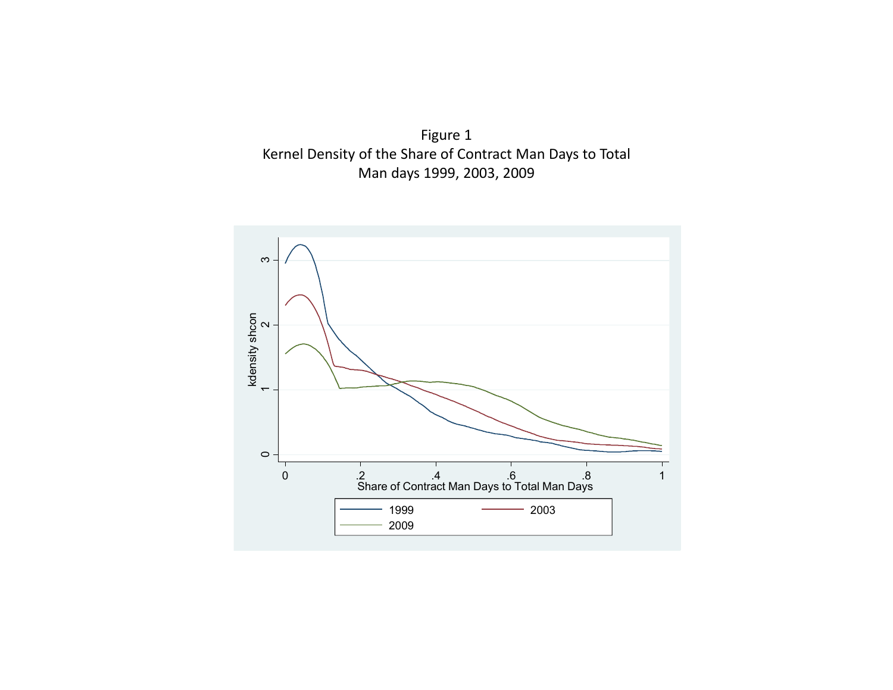Figure 1
Kernel Density of the Share of Contract Man Days to Total Man days 1999, 2003, 2009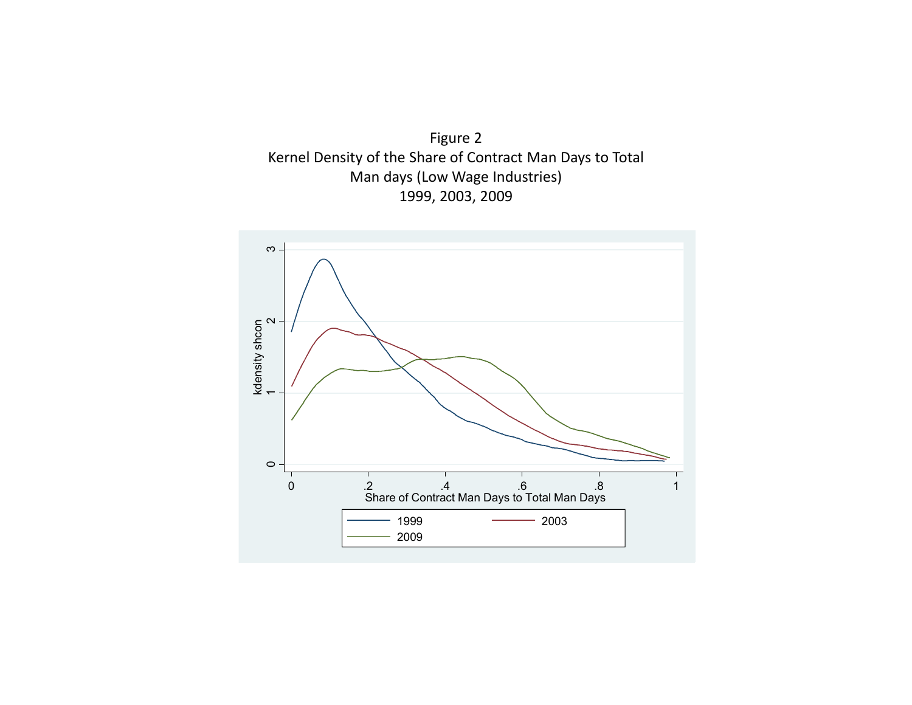Figure 2
Kernel Density of the Share of Contract Man Days to Total Man days (Low Wage Industries)
1999, 2003, 2009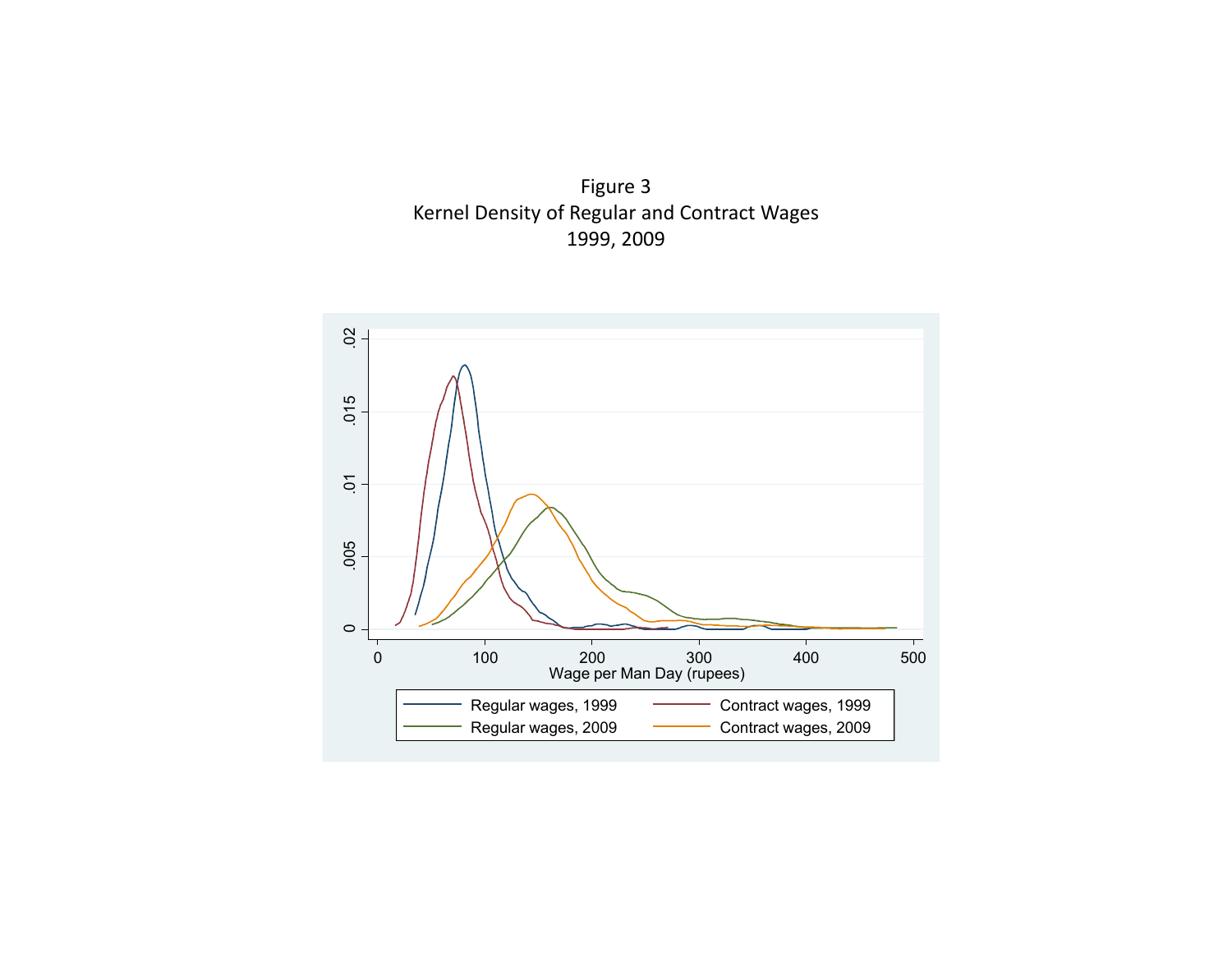Figure 3
Kernel Density of Regular and Contract Wages
1999, 2009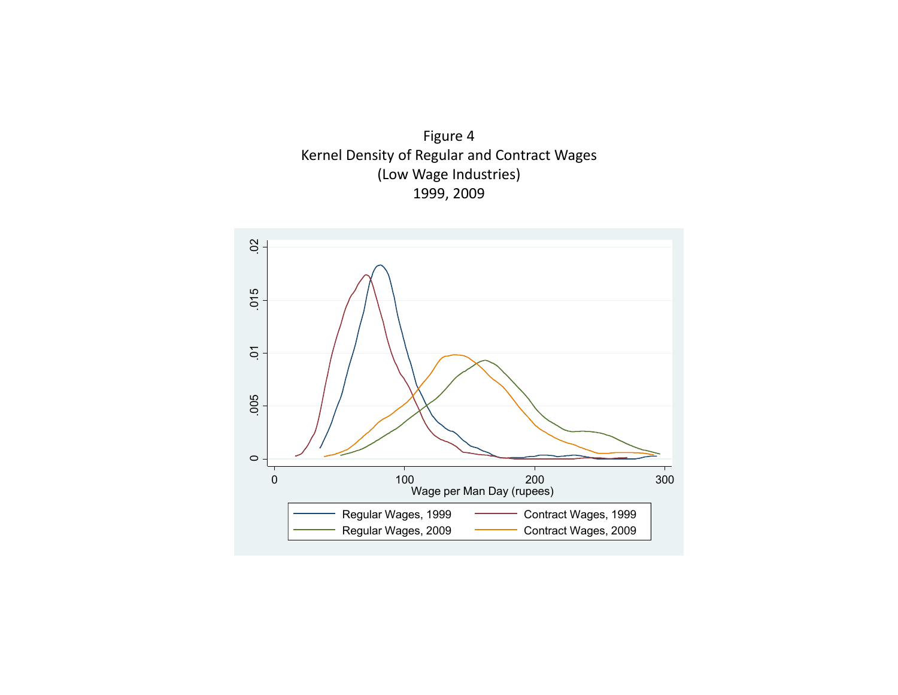Figure 4

Kernel Density of Regular and Contract Wages

(Low Wage Industries)

1999, 2009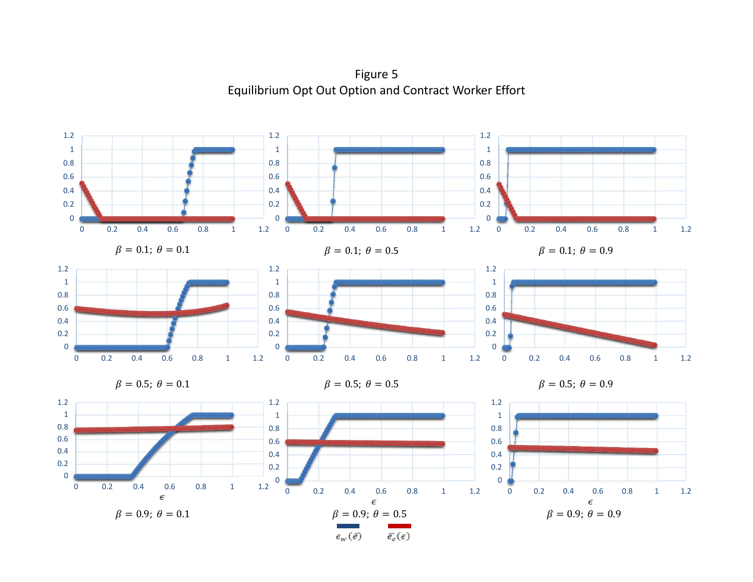Figure 5
Equilibrium Opt Out Option and Contract Worker Effort

$\beta = 0.1;\ \theta = 0.1$

$\beta = 0.1;\ \theta = 0.5$

$\beta = 0.1;\ \theta = 0.9$

$\beta = 0.5;\ \theta = 0.1$

$\beta = 0.5;\ \theta = 0.5$

$\beta = 0.5;\ \theta = 0.9$

$\beta = 0.9;\ \theta = 0.1$

$\beta = 0.9;\ \theta = 0.5$

$\beta = 0.9;\ \theta = 0.9$

$\epsilon_w(\bar{e})$ $\quad$ $\bar{e}_c(\epsilon)$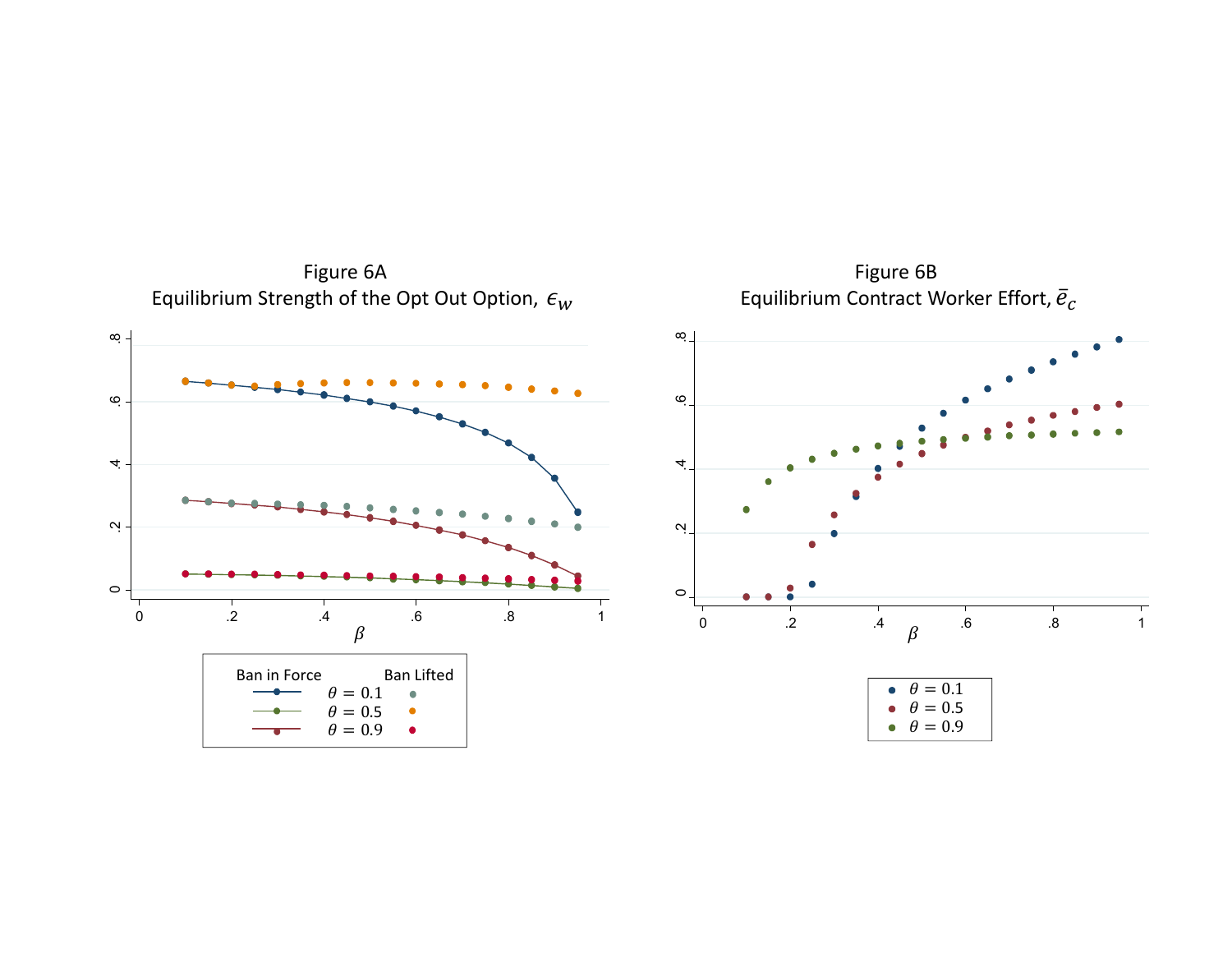Figure 6A
Equilibrium Strength of the Opt Out Option, $\epsilon_w$

Ban in Force: $\theta = 0.1$, $\theta = 0.5$, $\theta = 0.9$ | Ban Lifted: $\theta = 0.1$, $\theta = 0.5$, $\theta = 0.9$

Figure 6B
Equilibrium Contract Worker Effort, $\bar{e}_c$

$\theta = 0.1$, $\theta = 0.5$, $\theta = 0.9$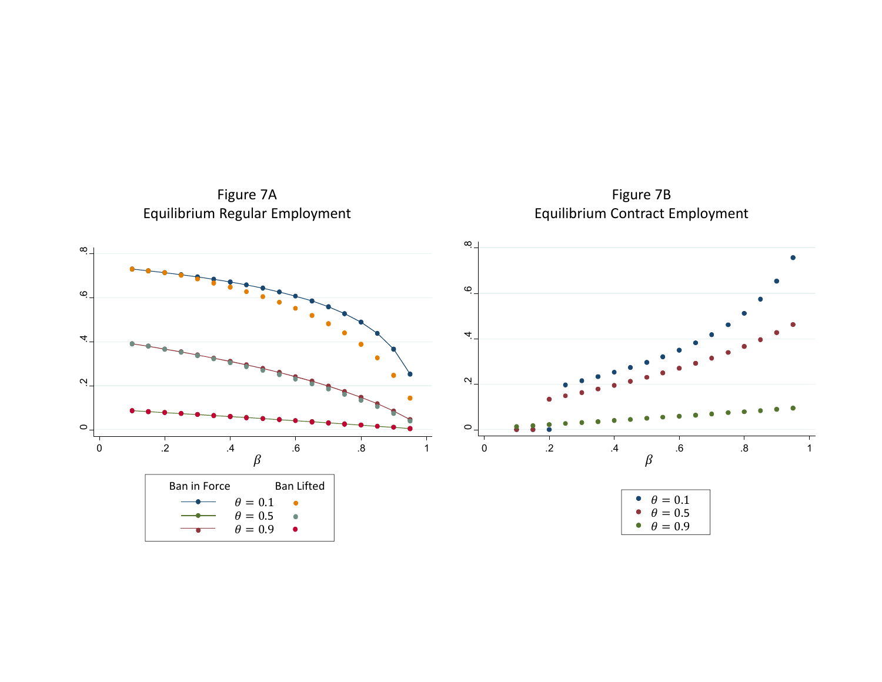Figure 7A
Equilibrium Regular Employment

Figure 7B
Equilibrium Contract Employment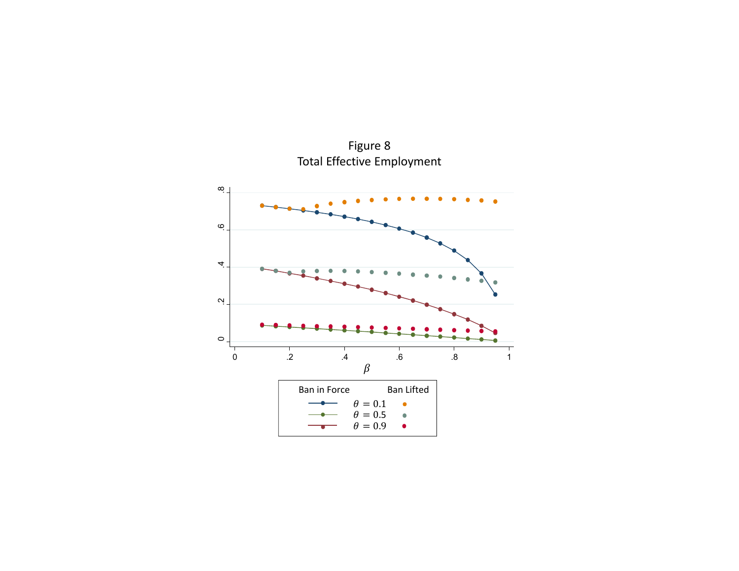Figure 8
Total Effective Employment

| Ban in Force | | Ban Lifted |
|---|---|---|
| ─●─ | $\theta = 0.1$ | ● |
| ─●─ | $\theta = 0.5$ | ● |
| ─●─ | $\theta = 0.9$ | ● |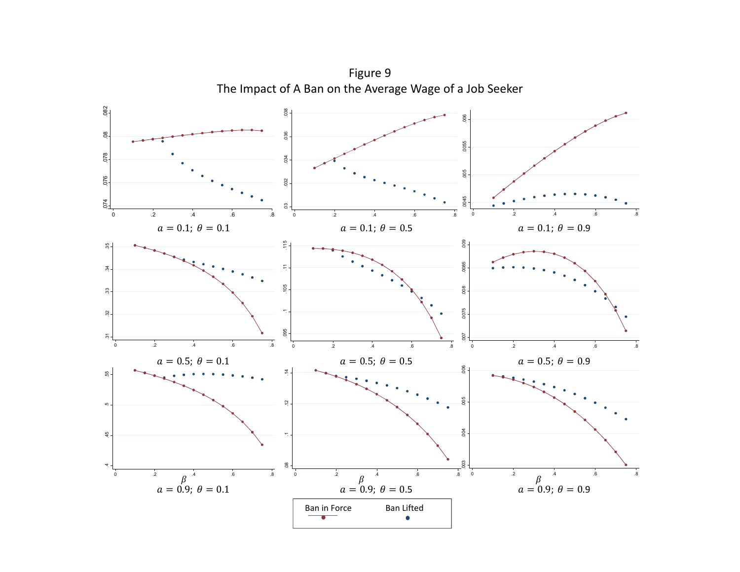Figure 9
The Impact of A Ban on the Average Wage of a Job Seeker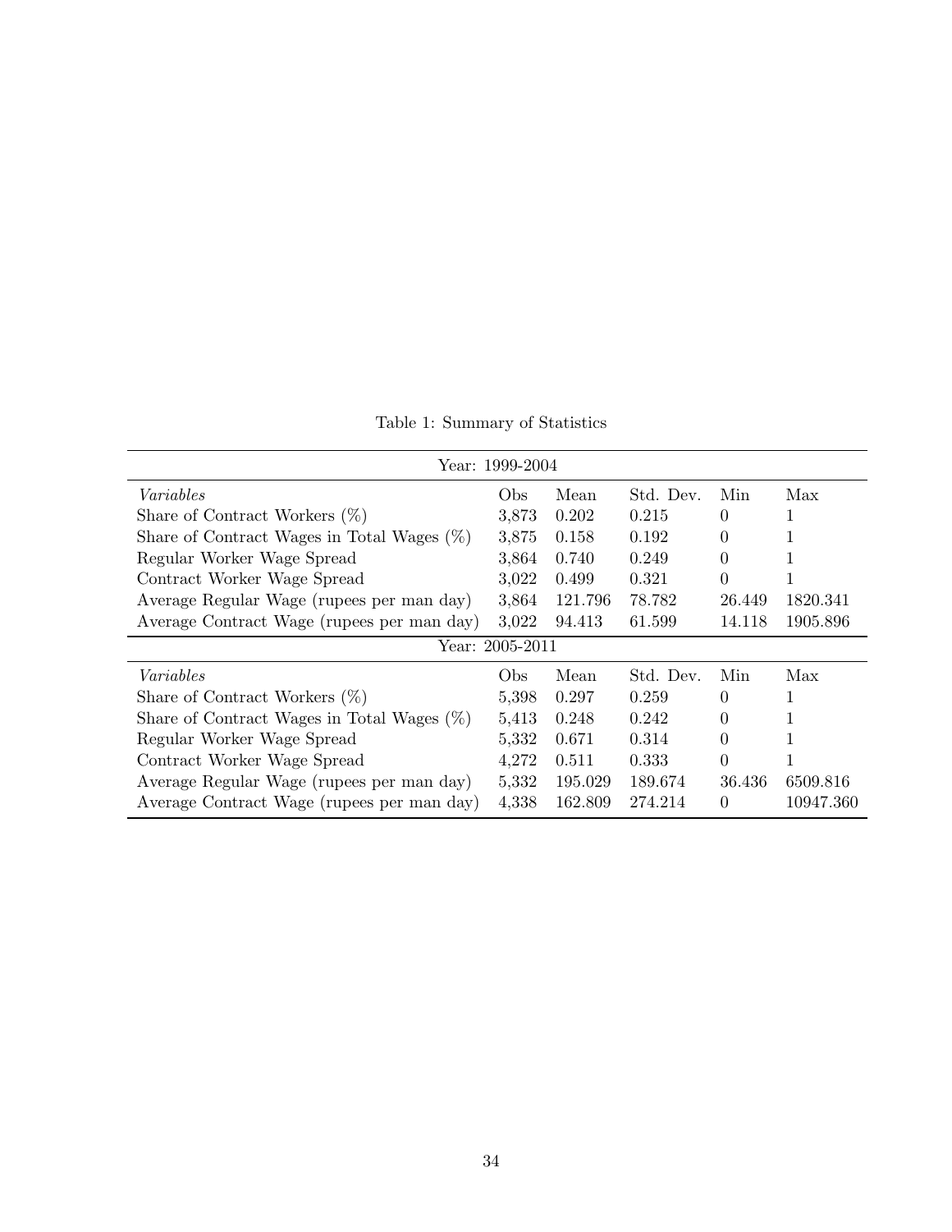Table 1: Summary of Statistics

| Year: 1999-2004 | | | | | |
|---|---|---|---|---|---|
| *Variables* | Obs | Mean | Std. Dev. | Min | Max |
| Share of Contract Workers (%) | 3,873 | 0.202 | 0.215 | 0 | 1 |
| Share of Contract Wages in Total Wages (%) | 3,875 | 0.158 | 0.192 | 0 | 1 |
| Regular Worker Wage Spread | 3,864 | 0.740 | 0.249 | 0 | 1 |
| Contract Worker Wage Spread | 3,022 | 0.499 | 0.321 | 0 | 1 |
| Average Regular Wage (rupees per man day) | 3,864 | 121.796 | 78.782 | 26.449 | 1820.341 |
| Average Contract Wage (rupees per man day) | 3,022 | 94.413 | 61.599 | 14.118 | 1905.896 |
| **Year: 2005-2011** | | | | | |
| *Variables* | Obs | Mean | Std. Dev. | Min | Max |
| Share of Contract Workers (%) | 5,398 | 0.297 | 0.259 | 0 | 1 |
| Share of Contract Wages in Total Wages (%) | 5,413 | 0.248 | 0.242 | 0 | 1 |
| Regular Worker Wage Spread | 5,332 | 0.671 | 0.314 | 0 | 1 |
| Contract Worker Wage Spread | 4,272 | 0.511 | 0.333 | 0 | 1 |
| Average Regular Wage (rupees per man day) | 5,332 | 195.029 | 189.674 | 36.436 | 6509.816 |
| Average Contract Wage (rupees per man day) | 4,338 | 162.809 | 274.214 | 0 | 10947.360 |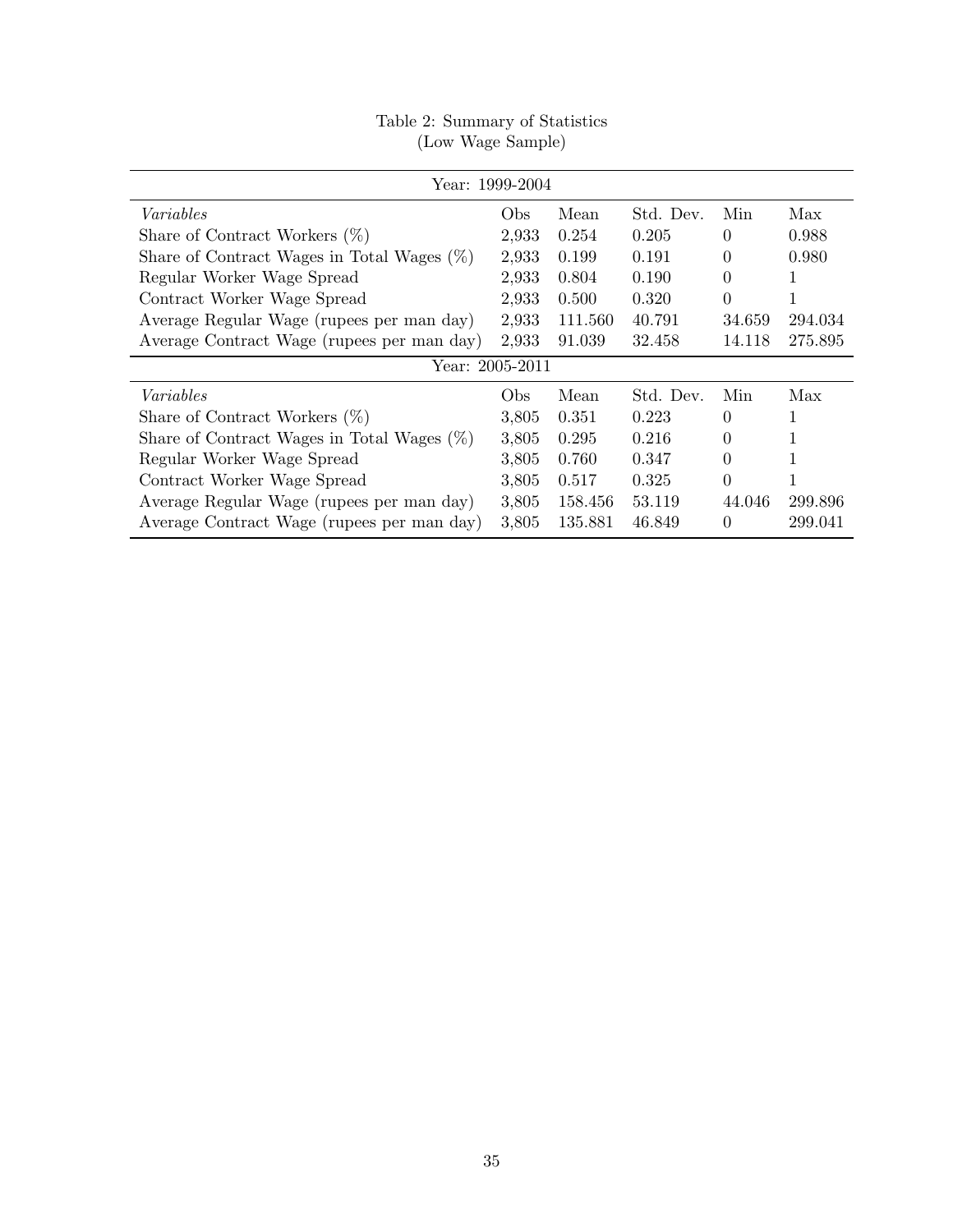Table 2: Summary of Statistics
(Low Wage Sample)

| Year: 1999-2004 | | | | | |
|---|---|---|---|---|---|
| *Variables* | Obs | Mean | Std. Dev. | Min | Max |
| Share of Contract Workers (%) | 2,933 | 0.254 | 0.205 | 0 | 0.988 |
| Share of Contract Wages in Total Wages (%) | 2,933 | 0.199 | 0.191 | 0 | 0.980 |
| Regular Worker Wage Spread | 2,933 | 0.804 | 0.190 | 0 | 1 |
| Contract Worker Wage Spread | 2,933 | 0.500 | 0.320 | 0 | 1 |
| Average Regular Wage (rupees per man day) | 2,933 | 111.560 | 40.791 | 34.659 | 294.034 |
| Average Contract Wage (rupees per man day) | 2,933 | 91.039 | 32.458 | 14.118 | 275.895 |
| Year: 2005-2011 | | | | | |
| *Variables* | Obs | Mean | Std. Dev. | Min | Max |
| Share of Contract Workers (%) | 3,805 | 0.351 | 0.223 | 0 | 1 |
| Share of Contract Wages in Total Wages (%) | 3,805 | 0.295 | 0.216 | 0 | 1 |
| Regular Worker Wage Spread | 3,805 | 0.760 | 0.347 | 0 | 1 |
| Contract Worker Wage Spread | 3,805 | 0.517 | 0.325 | 0 | 1 |
| Average Regular Wage (rupees per man day) | 3,805 | 158.456 | 53.119 | 44.046 | 299.896 |
| Average Contract Wage (rupees per man day) | 3,805 | 135.881 | 46.849 | 0 | 299.041 |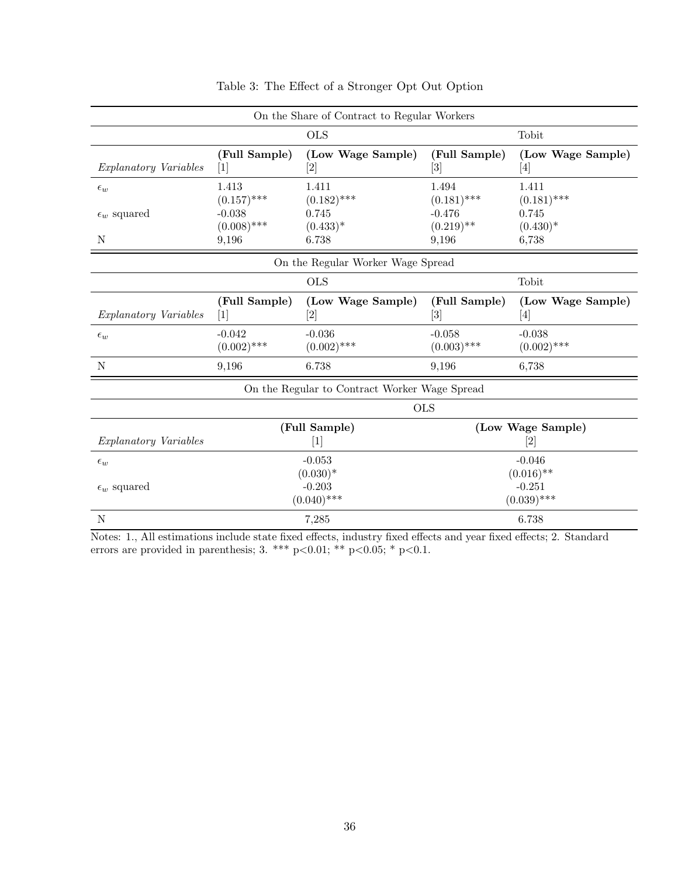Table 3: The Effect of a Stronger Opt Out Option

| On the Share of Contract to Regular Workers | | | | |
|---|---|---|---|---|
| | OLS | | Tobit | |
| *Explanatory Variables* | **(Full Sample)** [1] | **(Low Wage Sample)** [2] | **(Full Sample)** [3] | **(Low Wage Sample)** [4] |
| $\epsilon_w$ | 1.413 | 1.411 | 1.494 | 1.411 |
| | (0.157)*** | (0.182)*** | (0.181)*** | (0.181)*** |
| $\epsilon_w$ squared | -0.038 | 0.745 | -0.476 | 0.745 |
| | (0.008)*** | (0.433)* | (0.219)** | (0.430)* |
| N | 9,196 | 6.738 | 9,196 | 6,738 |

| On the Regular Worker Wage Spread | | | | |
|---|---|---|---|---|
| | OLS | | Tobit | |
| *Explanatory Variables* | **(Full Sample)** [1] | **(Low Wage Sample)** [2] | **(Full Sample)** [3] | **(Low Wage Sample)** [4] |
| $\epsilon_w$ | -0.042 | -0.036 | -0.058 | -0.038 |
| | (0.002)*** | (0.002)*** | (0.003)*** | (0.002)*** |
| N | 9,196 | 6.738 | 9,196 | 6,738 |

| On the Regular to Contract Worker Wage Spread | | |
|---|---|---|
| | OLS | |
| *Explanatory Variables* | **(Full Sample)** [1] | **(Low Wage Sample)** [2] |
| $\epsilon_w$ | -0.053 | -0.046 |
| | (0.030)* | (0.016)** |
| $\epsilon_w$ squared | -0.203 | -0.251 |
| | (0.040)*** | (0.039)*** |
| N | 7,285 | 6.738 |

Notes: 1., All estimations include state fixed effects, industry fixed effects and year fixed effects; 2. Standard errors are provided in parenthesis; 3. *** p<0.01; ** p<0.05; * p<0.1.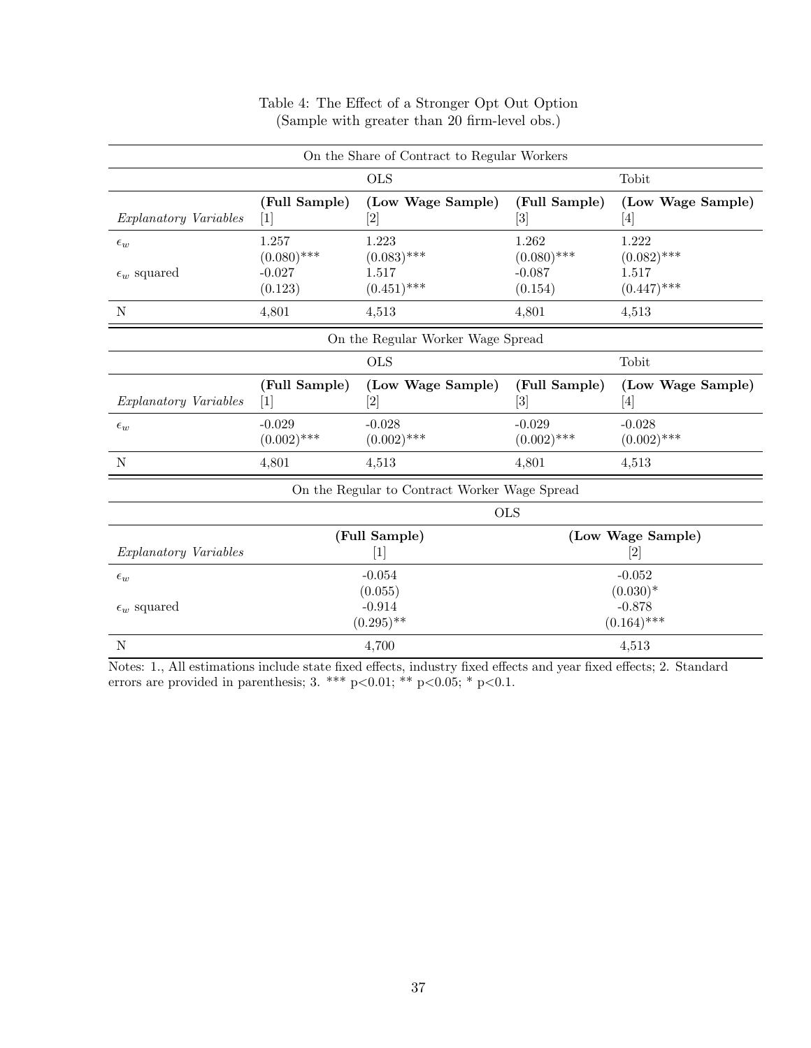Table 4: The Effect of a Stronger Opt Out Option
(Sample with greater than 20 firm-level obs.)

| On the Share of Contract to Regular Workers | | | | |
|---|---|---|---|---|
| | OLS | | Tobit | |
| *Explanatory Variables* | **(Full Sample)** [1] | **(Low Wage Sample)** [2] | **(Full Sample)** [3] | **(Low Wage Sample)** [4] |
| $\epsilon_w$ | 1.257 | 1.223 | 1.262 | 1.222 |
| | (0.080)*** | (0.083)*** | (0.080)*** | (0.082)*** |
| $\epsilon_w$ squared | -0.027 | 1.517 | -0.087 | 1.517 |
| | (0.123) | (0.451)*** | (0.154) | (0.447)*** |
| N | 4,801 | 4,513 | 4,801 | 4,513 |

| On the Regular Worker Wage Spread | | | | |
|---|---|---|---|---|
| | OLS | | Tobit | |
| *Explanatory Variables* | **(Full Sample)** [1] | **(Low Wage Sample)** [2] | **(Full Sample)** [3] | **(Low Wage Sample)** [4] |
| $\epsilon_w$ | -0.029 | -0.028 | -0.029 | -0.028 |
| | (0.002)*** | (0.002)*** | (0.002)*** | (0.002)*** |
| N | 4,801 | 4,513 | 4,801 | 4,513 |

| On the Regular to Contract Worker Wage Spread | | |
|---|---|---|
| | OLS | |
| *Explanatory Variables* | **(Full Sample)** [1] | **(Low Wage Sample)** [2] |
| $\epsilon_w$ | -0.054 | -0.052 |
| | (0.055) | (0.030)* |
| $\epsilon_w$ squared | -0.914 | -0.878 |
| | (0.295)** | (0.164)*** |
| N | 4,700 | 4,513 |

Notes: 1., All estimations include state fixed effects, industry fixed effects and year fixed effects; 2. Standard errors are provided in parenthesis; 3. *** p<0.01; ** p<0.05; * p<0.1.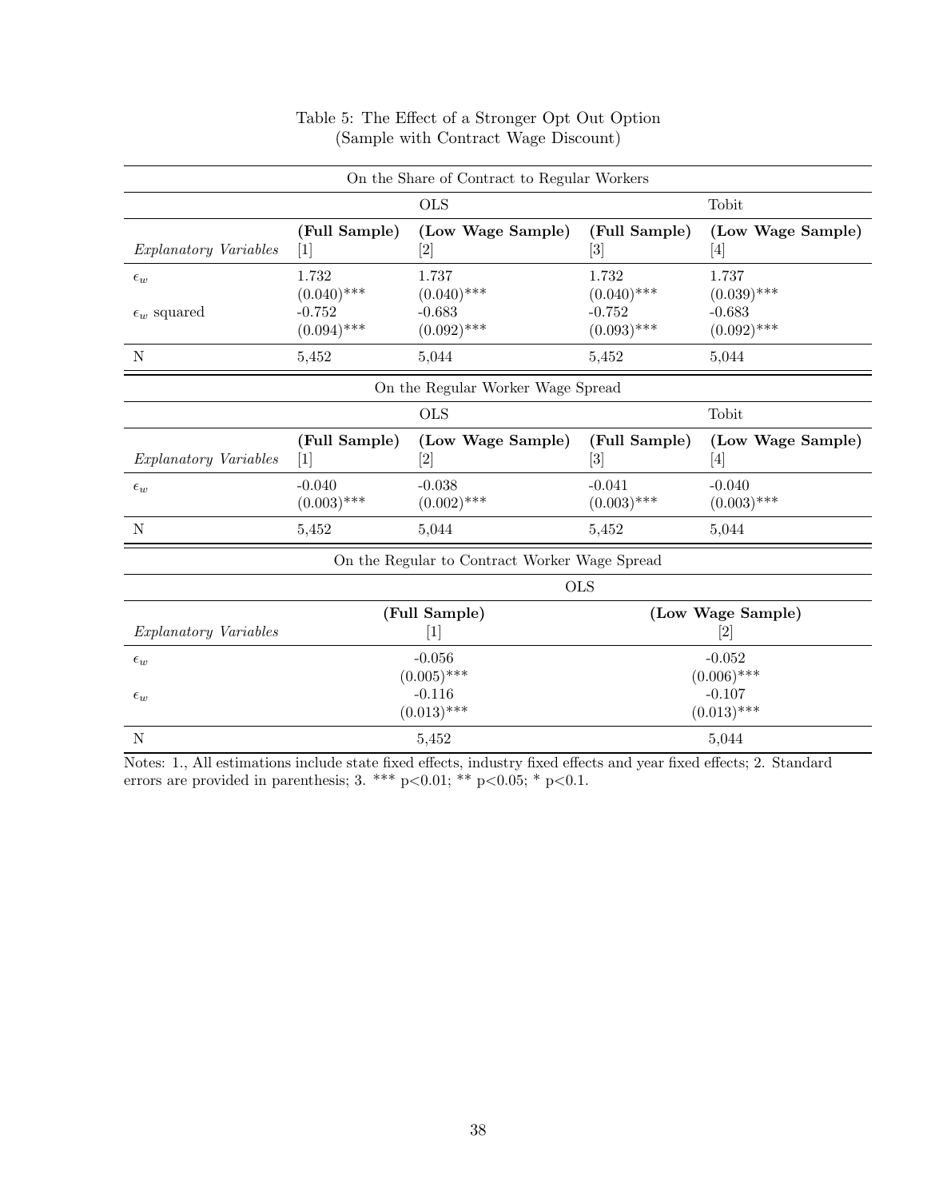Table 5: The Effect of a Stronger Opt Out Option
(Sample with Contract Wage Discount)

| On the Share of Contract to Regular Workers | | | | |
|---|---|---|---|---|
| | OLS | | Tobit | |
| *Explanatory Variables* | **(Full Sample)** [1] | **(Low Wage Sample)** [2] | **(Full Sample)** [3] | **(Low Wage Sample)** [4] |
| $\epsilon_w$ | 1.732 | 1.737 | 1.732 | 1.737 |
| | (0.040)*** | (0.040)*** | (0.040)*** | (0.039)*** |
| $\epsilon_w$ squared | -0.752 | -0.683 | -0.752 | -0.683 |
| | (0.094)*** | (0.092)*** | (0.093)*** | (0.092)*** |
| N | 5,452 | 5,044 | 5,452 | 5,044 |

| On the Regular Worker Wage Spread | | | | |
|---|---|---|---|---|
| | OLS | | Tobit | |
| *Explanatory Variables* | **(Full Sample)** [1] | **(Low Wage Sample)** [2] | **(Full Sample)** [3] | **(Low Wage Sample)** [4] |
| $\epsilon_w$ | -0.040 | -0.038 | -0.041 | -0.040 |
| | (0.003)*** | (0.002)*** | (0.003)*** | (0.003)*** |
| N | 5,452 | 5,044 | 5,452 | 5,044 |

| On the Regular to Contract Worker Wage Spread | | |
|---|---|---|
| | OLS | |
| *Explanatory Variables* | **(Full Sample)** [1] | **(Low Wage Sample)** [2] |
| $\epsilon_w$ | -0.056 | -0.052 |
| | (0.005)*** | (0.006)*** |
| $\epsilon_w$ | -0.116 | -0.107 |
| | (0.013)*** | (0.013)*** |
| N | 5,452 | 5,044 |

Notes: 1., All estimations include state fixed effects, industry fixed effects and year fixed effects; 2. Standard errors are provided in parenthesis; 3. *** p<0.01; ** p<0.05; * p<0.1.